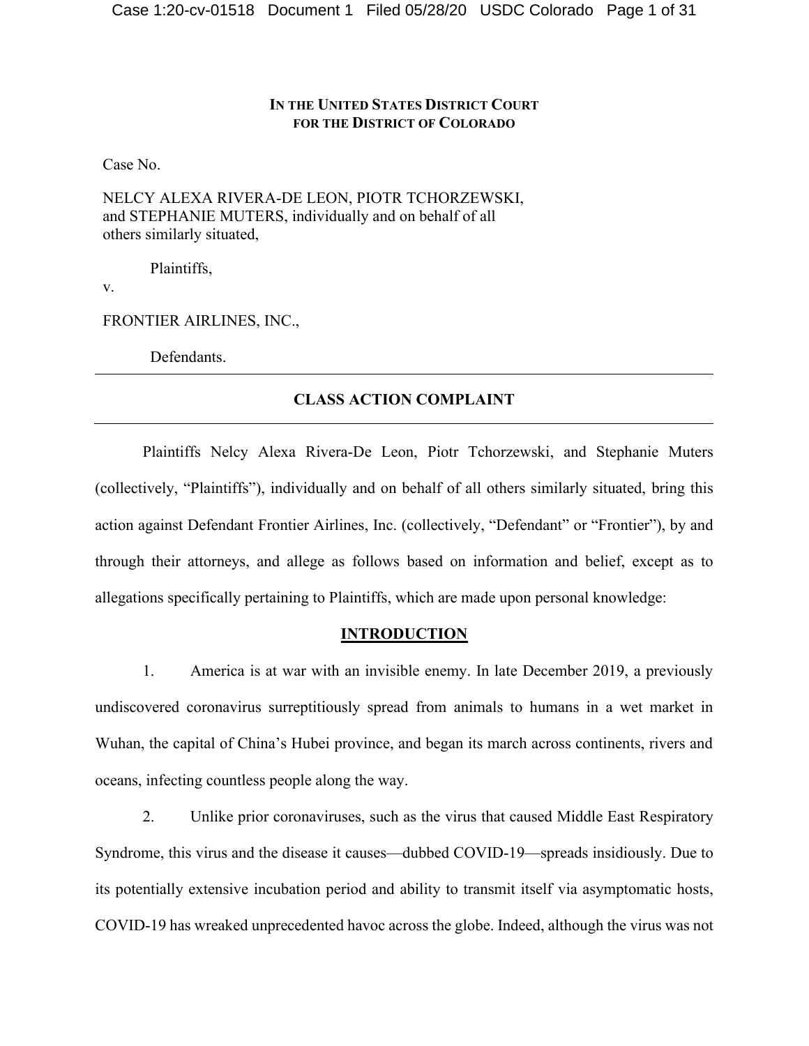**IN THE UNITED STATES DISTRICT COURT**
**FOR THE DISTRICT OF COLORADO**

Case No.

NELCY ALEXA RIVERA-DE LEON, PIOTR TCHORZEWSKI, and STEPHANIE MUTERS, individually and on behalf of all others similarly situated,

Plaintiffs,

v.

FRONTIER AIRLINES, INC.,

Defendants.

---

## CLASS ACTION COMPLAINT

---

Plaintiffs Nelcy Alexa Rivera-De Leon, Piotr Tchorzewski, and Stephanie Muters (collectively, "Plaintiffs"), individually and on behalf of all others similarly situated, bring this action against Defendant Frontier Airlines, Inc. (collectively, "Defendant" or "Frontier"), by and through their attorneys, and allege as follows based on information and belief, except as to allegations specifically pertaining to Plaintiffs, which are made upon personal knowledge:

## INTRODUCTION

1. America is at war with an invisible enemy. In late December 2019, a previously undiscovered coronavirus surreptitiously spread from animals to humans in a wet market in Wuhan, the capital of China's Hubei province, and began its march across continents, rivers and oceans, infecting countless people along the way.

2. Unlike prior coronaviruses, such as the virus that caused Middle East Respiratory Syndrome, this virus and the disease it causes—dubbed COVID-19—spreads insidiously. Due to its potentially extensive incubation period and ability to transmit itself via asymptomatic hosts, COVID-19 has wreaked unprecedented havoc across the globe. Indeed, although the virus was not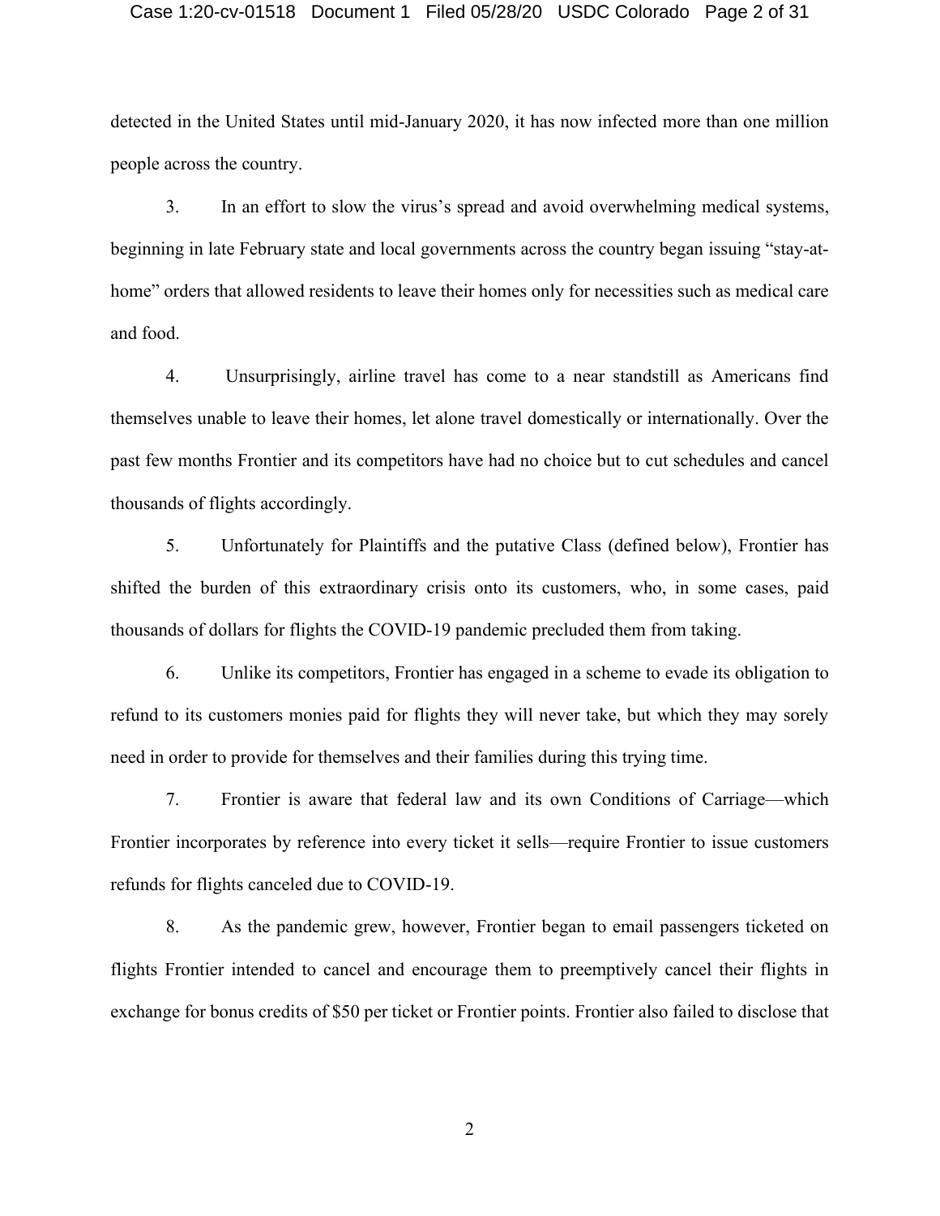detected in the United States until mid-January 2020, it has now infected more than one million people across the country.

3. In an effort to slow the virus's spread and avoid overwhelming medical systems, beginning in late February state and local governments across the country began issuing "stay-at-home" orders that allowed residents to leave their homes only for necessities such as medical care and food.

4. Unsurprisingly, airline travel has come to a near standstill as Americans find themselves unable to leave their homes, let alone travel domestically or internationally. Over the past few months Frontier and its competitors have had no choice but to cut schedules and cancel thousands of flights accordingly.

5. Unfortunately for Plaintiffs and the putative Class (defined below), Frontier has shifted the burden of this extraordinary crisis onto its customers, who, in some cases, paid thousands of dollars for flights the COVID-19 pandemic precluded them from taking.

6. Unlike its competitors, Frontier has engaged in a scheme to evade its obligation to refund to its customers monies paid for flights they will never take, but which they may sorely need in order to provide for themselves and their families during this trying time.

7. Frontier is aware that federal law and its own Conditions of Carriage—which Frontier incorporates by reference into every ticket it sells—require Frontier to issue customers refunds for flights canceled due to COVID-19.

8. As the pandemic grew, however, Frontier began to email passengers ticketed on flights Frontier intended to cancel and encourage them to preemptively cancel their flights in exchange for bonus credits of $50 per ticket or Frontier points. Frontier also failed to disclose that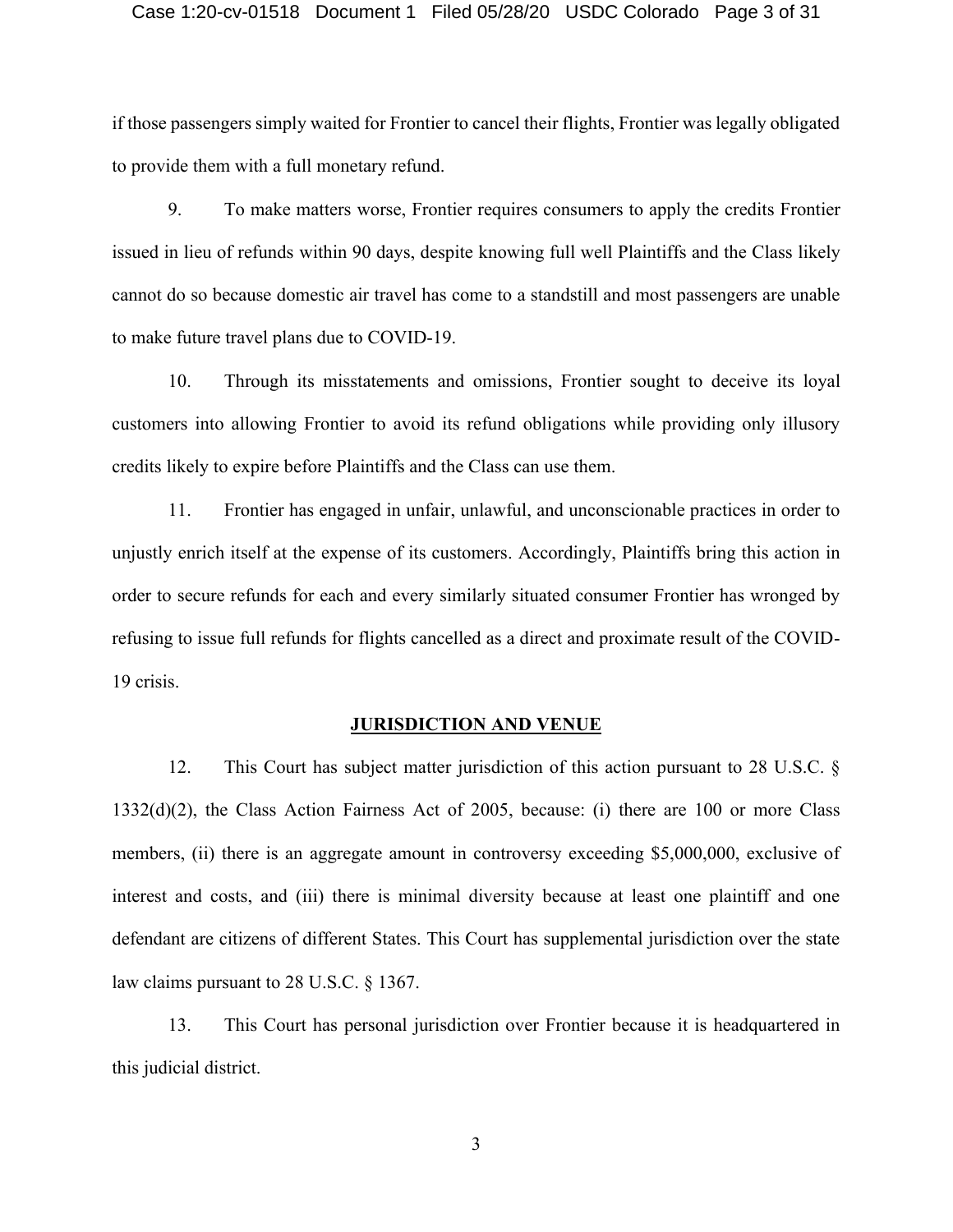if those passengers simply waited for Frontier to cancel their flights, Frontier was legally obligated to provide them with a full monetary refund.

9. To make matters worse, Frontier requires consumers to apply the credits Frontier issued in lieu of refunds within 90 days, despite knowing full well Plaintiffs and the Class likely cannot do so because domestic air travel has come to a standstill and most passengers are unable to make future travel plans due to COVID-19.

10. Through its misstatements and omissions, Frontier sought to deceive its loyal customers into allowing Frontier to avoid its refund obligations while providing only illusory credits likely to expire before Plaintiffs and the Class can use them.

11. Frontier has engaged in unfair, unlawful, and unconscionable practices in order to unjustly enrich itself at the expense of its customers. Accordingly, Plaintiffs bring this action in order to secure refunds for each and every similarly situated consumer Frontier has wronged by refusing to issue full refunds for flights cancelled as a direct and proximate result of the COVID-19 crisis.

## JURISDICTION AND VENUE

12. This Court has subject matter jurisdiction of this action pursuant to 28 U.S.C. § 1332(d)(2), the Class Action Fairness Act of 2005, because: (i) there are 100 or more Class members, (ii) there is an aggregate amount in controversy exceeding $5,000,000, exclusive of interest and costs, and (iii) there is minimal diversity because at least one plaintiff and one defendant are citizens of different States. This Court has supplemental jurisdiction over the state law claims pursuant to 28 U.S.C. § 1367.

13. This Court has personal jurisdiction over Frontier because it is headquartered in this judicial district.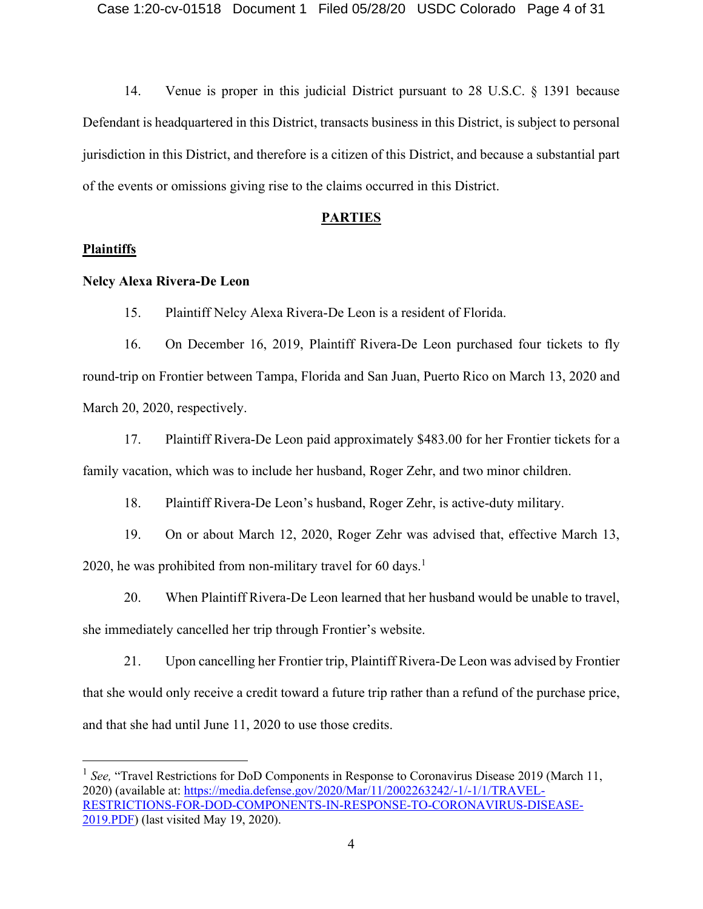14. Venue is proper in this judicial District pursuant to 28 U.S.C. § 1391 because Defendant is headquartered in this District, transacts business in this District, is subject to personal jurisdiction in this District, and therefore is a citizen of this District, and because a substantial part of the events or omissions giving rise to the claims occurred in this District.

## PARTIES

### Plaintiffs

**Nelcy Alexa Rivera-De Leon**

15. Plaintiff Nelcy Alexa Rivera-De Leon is a resident of Florida.

16. On December 16, 2019, Plaintiff Rivera-De Leon purchased four tickets to fly round-trip on Frontier between Tampa, Florida and San Juan, Puerto Rico on March 13, 2020 and March 20, 2020, respectively.

17. Plaintiff Rivera-De Leon paid approximately $483.00 for her Frontier tickets for a family vacation, which was to include her husband, Roger Zehr, and two minor children.

18. Plaintiff Rivera-De Leon's husband, Roger Zehr, is active-duty military.

19. On or about March 12, 2020, Roger Zehr was advised that, effective March 13, 2020, he was prohibited from non-military travel for 60 days.[1]

20. When Plaintiff Rivera-De Leon learned that her husband would be unable to travel, she immediately cancelled her trip through Frontier's website.

21. Upon cancelling her Frontier trip, Plaintiff Rivera-De Leon was advised by Frontier that she would only receive a credit toward a future trip rather than a refund of the purchase price, and that she had until June 11, 2020 to use those credits.

---

[1] *See,* "Travel Restrictions for DoD Components in Response to Coronavirus Disease 2019 (March 11, 2020) (available at: https://media.defense.gov/2020/Mar/11/2002263242/-1/-1/1/TRAVEL-RESTRICTIONS-FOR-DOD-COMPONENTS-IN-RESPONSE-TO-CORONAVIRUS-DISEASE-2019.PDF) (last visited May 19, 2020).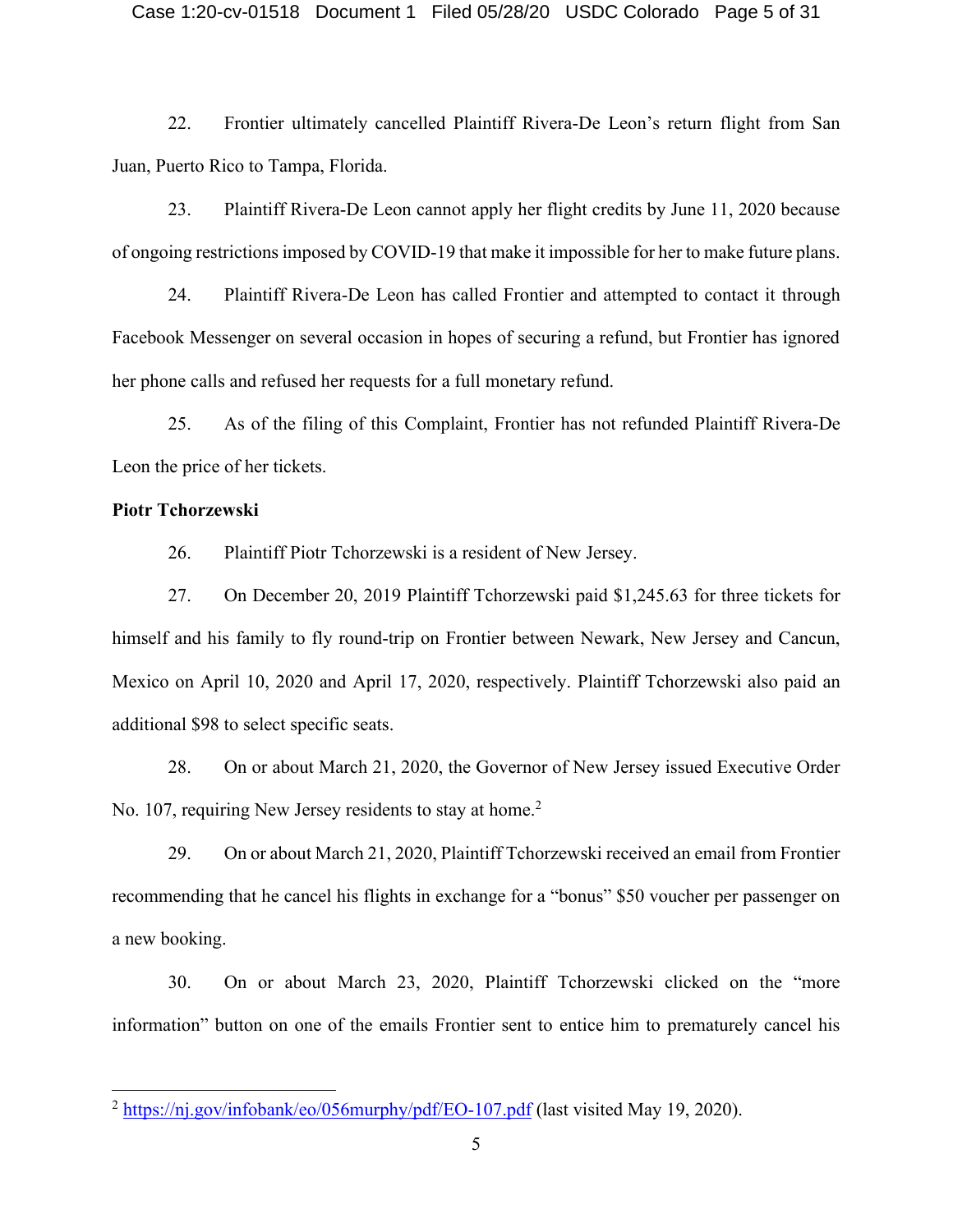22. Frontier ultimately cancelled Plaintiff Rivera-De Leon's return flight from San Juan, Puerto Rico to Tampa, Florida.

23. Plaintiff Rivera-De Leon cannot apply her flight credits by June 11, 2020 because of ongoing restrictions imposed by COVID-19 that make it impossible for her to make future plans.

24. Plaintiff Rivera-De Leon has called Frontier and attempted to contact it through Facebook Messenger on several occasion in hopes of securing a refund, but Frontier has ignored her phone calls and refused her requests for a full monetary refund.

25. As of the filing of this Complaint, Frontier has not refunded Plaintiff Rivera-De Leon the price of her tickets.

**Piotr Tchorzewski**

26. Plaintiff Piotr Tchorzewski is a resident of New Jersey.

27. On December 20, 2019 Plaintiff Tchorzewski paid $1,245.63 for three tickets for himself and his family to fly round-trip on Frontier between Newark, New Jersey and Cancun, Mexico on April 10, 2020 and April 17, 2020, respectively. Plaintiff Tchorzewski also paid an additional $98 to select specific seats.

28. On or about March 21, 2020, the Governor of New Jersey issued Executive Order No. 107, requiring New Jersey residents to stay at home.[2]

29. On or about March 21, 2020, Plaintiff Tchorzewski received an email from Frontier recommending that he cancel his flights in exchange for a "bonus" $50 voucher per passenger on a new booking.

30. On or about March 23, 2020, Plaintiff Tchorzewski clicked on the "more information" button on one of the emails Frontier sent to entice him to prematurely cancel his

---

[2] https://nj.gov/infobank/eo/056murphy/pdf/EO-107.pdf (last visited May 19, 2020).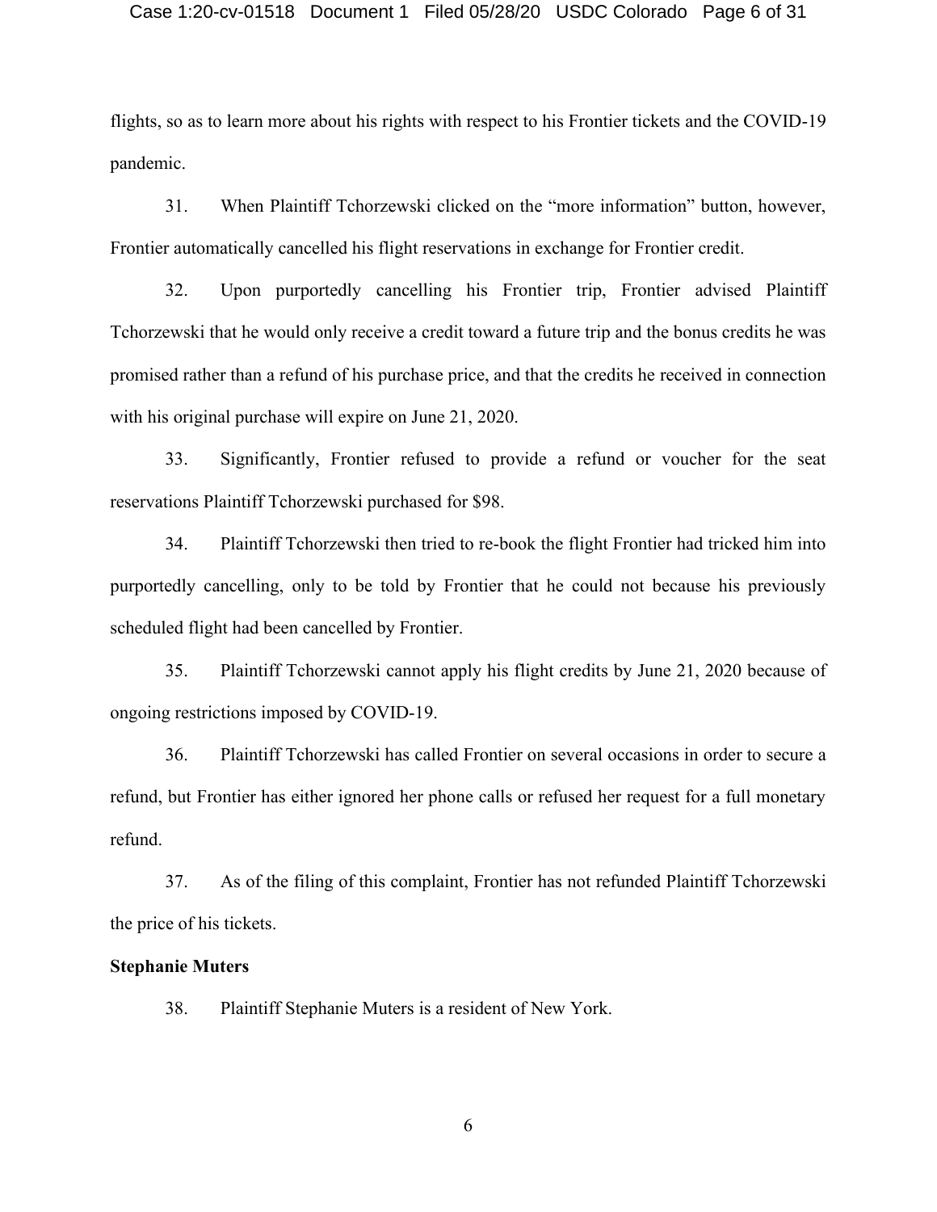flights, so as to learn more about his rights with respect to his Frontier tickets and the COVID-19 pandemic.

31. When Plaintiff Tchorzewski clicked on the "more information" button, however, Frontier automatically cancelled his flight reservations in exchange for Frontier credit.

32. Upon purportedly cancelling his Frontier trip, Frontier advised Plaintiff Tchorzewski that he would only receive a credit toward a future trip and the bonus credits he was promised rather than a refund of his purchase price, and that the credits he received in connection with his original purchase will expire on June 21, 2020.

33. Significantly, Frontier refused to provide a refund or voucher for the seat reservations Plaintiff Tchorzewski purchased for $98.

34. Plaintiff Tchorzewski then tried to re-book the flight Frontier had tricked him into purportedly cancelling, only to be told by Frontier that he could not because his previously scheduled flight had been cancelled by Frontier.

35. Plaintiff Tchorzewski cannot apply his flight credits by June 21, 2020 because of ongoing restrictions imposed by COVID-19.

36. Plaintiff Tchorzewski has called Frontier on several occasions in order to secure a refund, but Frontier has either ignored her phone calls or refused her request for a full monetary refund.

37. As of the filing of this complaint, Frontier has not refunded Plaintiff Tchorzewski the price of his tickets.

**Stephanie Muters**

38. Plaintiff Stephanie Muters is a resident of New York.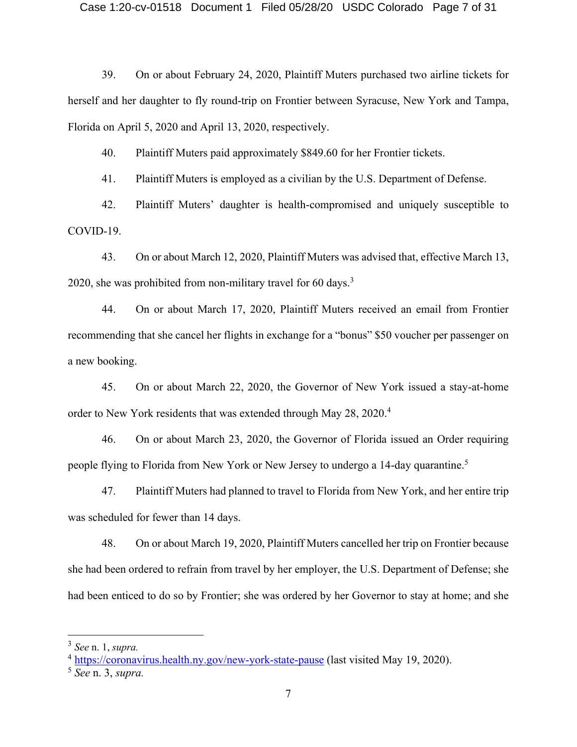39. On or about February 24, 2020, Plaintiff Muters purchased two airline tickets for herself and her daughter to fly round-trip on Frontier between Syracuse, New York and Tampa, Florida on April 5, 2020 and April 13, 2020, respectively.

40. Plaintiff Muters paid approximately $849.60 for her Frontier tickets.

41. Plaintiff Muters is employed as a civilian by the U.S. Department of Defense.

42. Plaintiff Muters' daughter is health-compromised and uniquely susceptible to COVID-19.

43. On or about March 12, 2020, Plaintiff Muters was advised that, effective March 13, 2020, she was prohibited from non-military travel for 60 days.[3]

44. On or about March 17, 2020, Plaintiff Muters received an email from Frontier recommending that she cancel her flights in exchange for a "bonus" $50 voucher per passenger on a new booking.

45. On or about March 22, 2020, the Governor of New York issued a stay-at-home order to New York residents that was extended through May 28, 2020.[4]

46. On or about March 23, 2020, the Governor of Florida issued an Order requiring people flying to Florida from New York or New Jersey to undergo a 14-day quarantine.[5]

47. Plaintiff Muters had planned to travel to Florida from New York, and her entire trip was scheduled for fewer than 14 days.

48. On or about March 19, 2020, Plaintiff Muters cancelled her trip on Frontier because she had been ordered to refrain from travel by her employer, the U.S. Department of Defense; she had been enticed to do so by Frontier; she was ordered by her Governor to stay at home; and she

---

[3] *See* n. 1, *supra.*

[4] https://coronavirus.health.ny.gov/new-york-state-pause (last visited May 19, 2020).

[5] *See* n. 3, *supra.*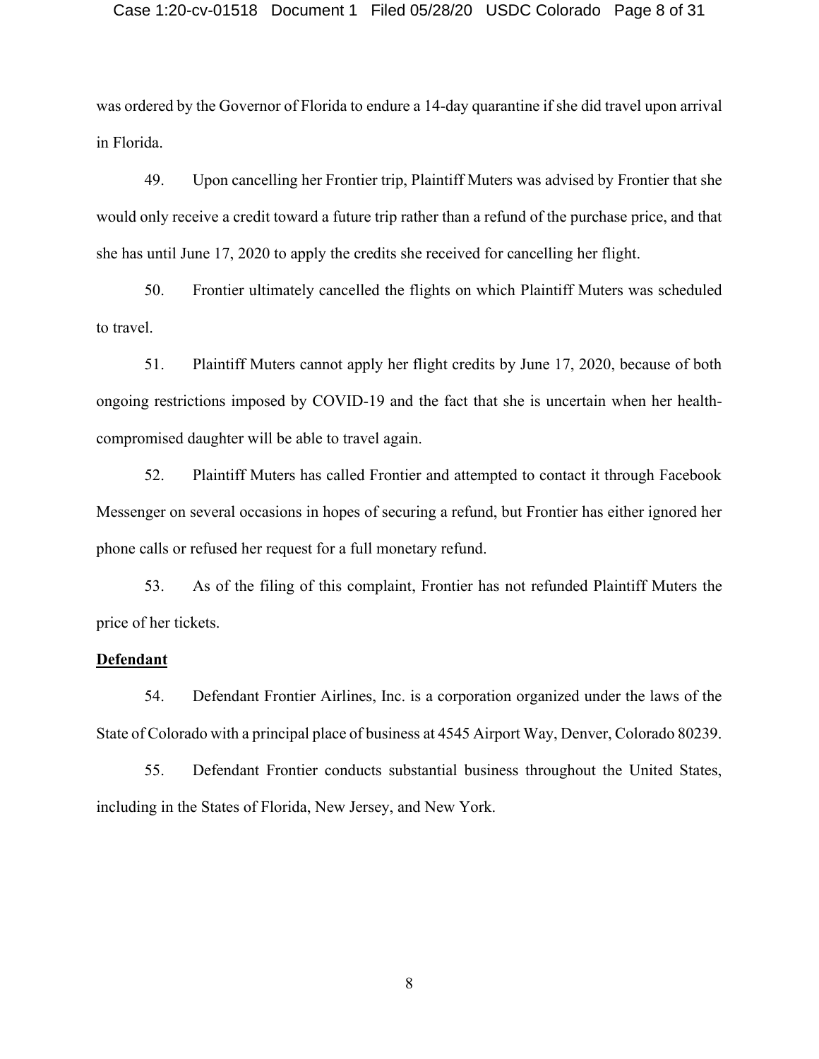was ordered by the Governor of Florida to endure a 14-day quarantine if she did travel upon arrival in Florida.

49. Upon cancelling her Frontier trip, Plaintiff Muters was advised by Frontier that she would only receive a credit toward a future trip rather than a refund of the purchase price, and that she has until June 17, 2020 to apply the credits she received for cancelling her flight.

50. Frontier ultimately cancelled the flights on which Plaintiff Muters was scheduled to travel.

51. Plaintiff Muters cannot apply her flight credits by June 17, 2020, because of both ongoing restrictions imposed by COVID-19 and the fact that she is uncertain when her health-compromised daughter will be able to travel again.

52. Plaintiff Muters has called Frontier and attempted to contact it through Facebook Messenger on several occasions in hopes of securing a refund, but Frontier has either ignored her phone calls or refused her request for a full monetary refund.

53. As of the filing of this complaint, Frontier has not refunded Plaintiff Muters the price of her tickets.

**Defendant**

54. Defendant Frontier Airlines, Inc. is a corporation organized under the laws of the State of Colorado with a principal place of business at 4545 Airport Way, Denver, Colorado 80239.

55. Defendant Frontier conducts substantial business throughout the United States, including in the States of Florida, New Jersey, and New York.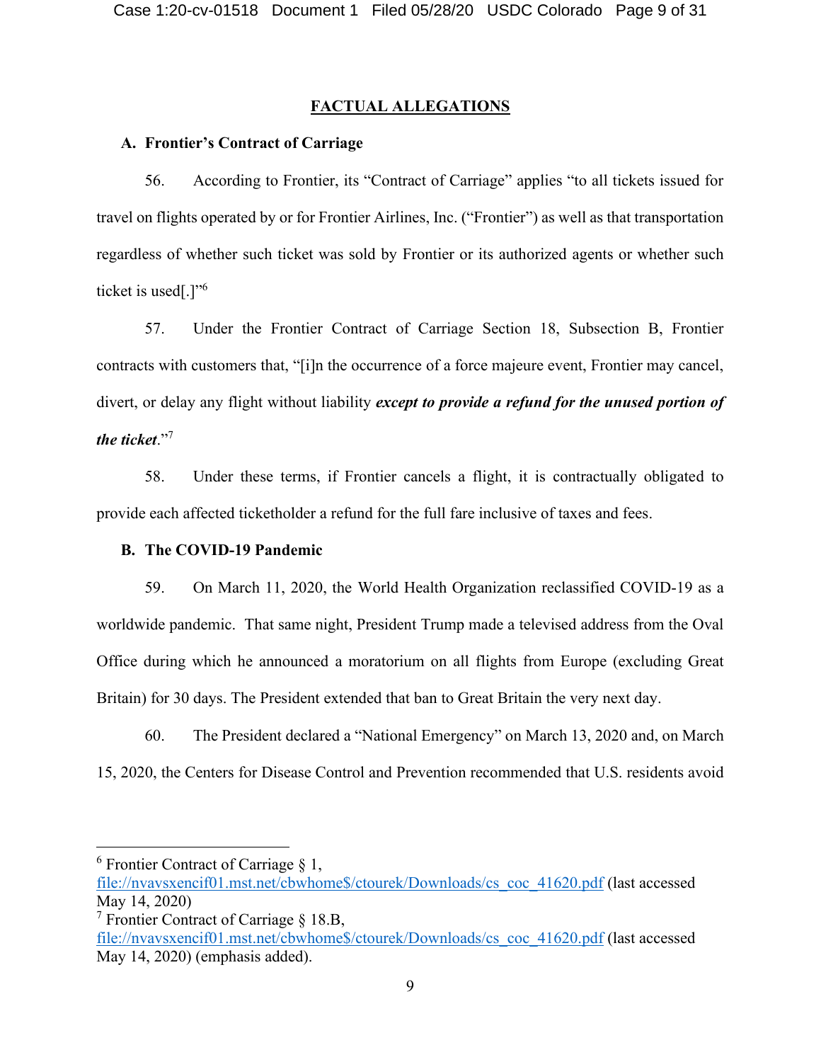## FACTUAL ALLEGATIONS

### A. Frontier's Contract of Carriage

56. According to Frontier, its "Contract of Carriage" applies "to all tickets issued for travel on flights operated by or for Frontier Airlines, Inc. ("Frontier") as well as that transportation regardless of whether such ticket was sold by Frontier or its authorized agents or whether such ticket is used[.]"[6]

57. Under the Frontier Contract of Carriage Section 18, Subsection B, Frontier contracts with customers that, "[i]n the occurrence of a force majeure event, Frontier may cancel, divert, or delay any flight without liability ***except to provide a refund for the unused portion of the ticket***."[7]

58. Under these terms, if Frontier cancels a flight, it is contractually obligated to provide each affected ticketholder a refund for the full fare inclusive of taxes and fees.

### B. The COVID-19 Pandemic

59. On March 11, 2020, the World Health Organization reclassified COVID-19 as a worldwide pandemic. That same night, President Trump made a televised address from the Oval Office during which he announced a moratorium on all flights from Europe (excluding Great Britain) for 30 days. The President extended that ban to Great Britain the very next day.

60. The President declared a "National Emergency" on March 13, 2020 and, on March 15, 2020, the Centers for Disease Control and Prevention recommended that U.S. residents avoid

---

[6] Frontier Contract of Carriage § 1, file://nvavsxencif01.mst.net/cbwhome$/ctourek/Downloads/cs_coc_41620.pdf (last accessed May 14, 2020)

[7] Frontier Contract of Carriage § 18.B, file://nvavsxencif01.mst.net/cbwhome$/ctourek/Downloads/cs_coc_41620.pdf (last accessed May 14, 2020) (emphasis added).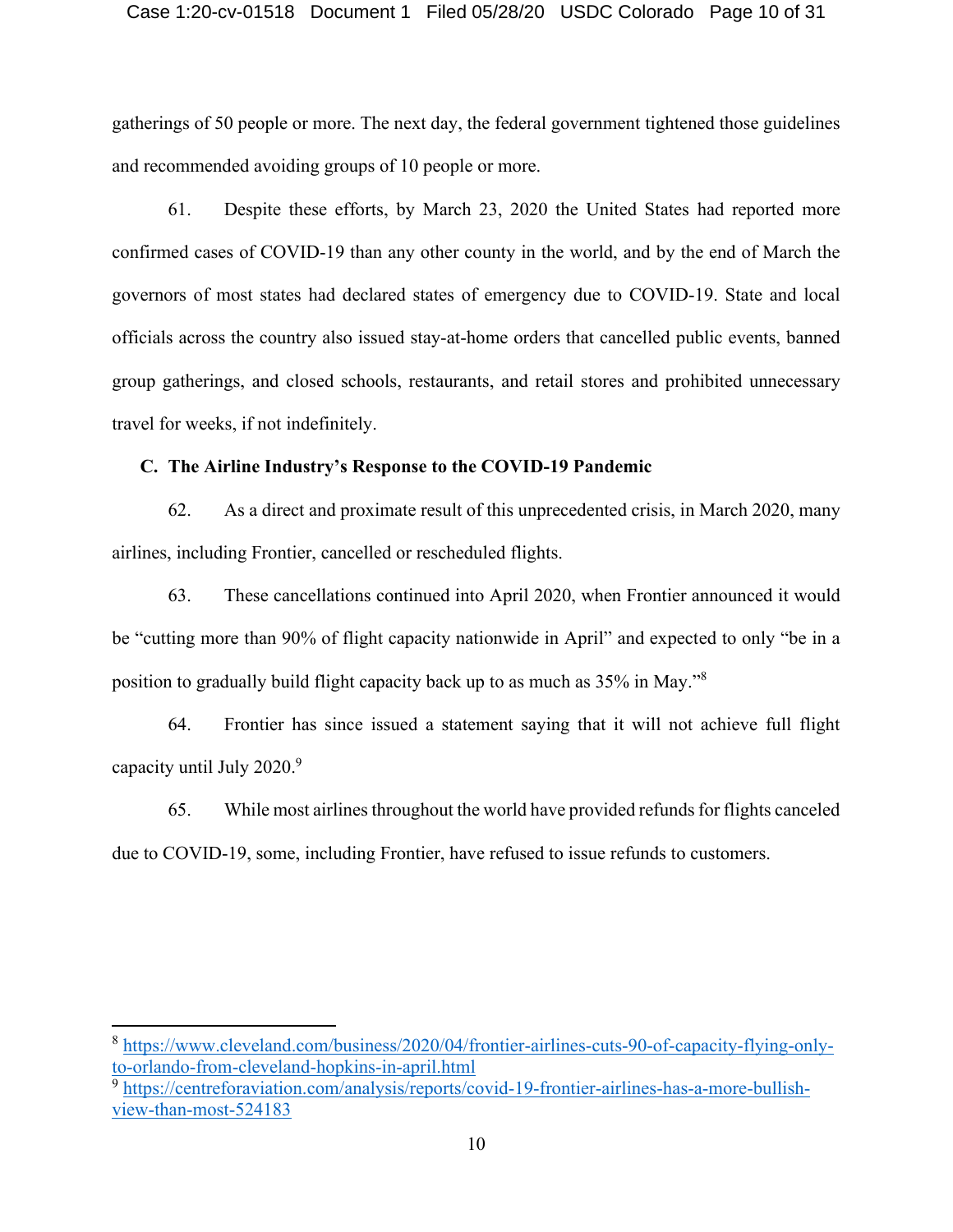gatherings of 50 people or more. The next day, the federal government tightened those guidelines and recommended avoiding groups of 10 people or more.

61. Despite these efforts, by March 23, 2020 the United States had reported more confirmed cases of COVID-19 than any other county in the world, and by the end of March the governors of most states had declared states of emergency due to COVID-19. State and local officials across the country also issued stay-at-home orders that cancelled public events, banned group gatherings, and closed schools, restaurants, and retail stores and prohibited unnecessary travel for weeks, if not indefinitely.

### C. The Airline Industry's Response to the COVID-19 Pandemic

62. As a direct and proximate result of this unprecedented crisis, in March 2020, many airlines, including Frontier, cancelled or rescheduled flights.

63. These cancellations continued into April 2020, when Frontier announced it would be "cutting more than 90% of flight capacity nationwide in April" and expected to only "be in a position to gradually build flight capacity back up to as much as 35% in May."[8]

64. Frontier has since issued a statement saying that it will not achieve full flight capacity until July 2020.[9]

65. While most airlines throughout the world have provided refunds for flights canceled due to COVID-19, some, including Frontier, have refused to issue refunds to customers.

---

[8] https://www.cleveland.com/business/2020/04/frontier-airlines-cuts-90-of-capacity-flying-only-to-orlando-from-cleveland-hopkins-in-april.html

[9] https://centreforaviation.com/analysis/reports/covid-19-frontier-airlines-has-a-more-bullish-view-than-most-524183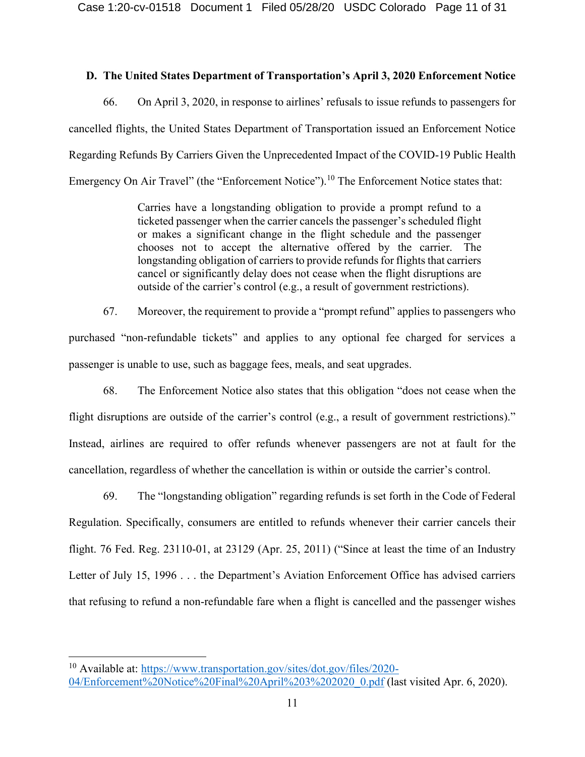### D. The United States Department of Transportation's April 3, 2020 Enforcement Notice

66. On April 3, 2020, in response to airlines' refusals to issue refunds to passengers for cancelled flights, the United States Department of Transportation issued an Enforcement Notice Regarding Refunds By Carriers Given the Unprecedented Impact of the COVID-19 Public Health Emergency On Air Travel" (the "Enforcement Notice").[10] The Enforcement Notice states that:

> Carries have a longstanding obligation to provide a prompt refund to a ticketed passenger when the carrier cancels the passenger's scheduled flight or makes a significant change in the flight schedule and the passenger chooses not to accept the alternative offered by the carrier. The longstanding obligation of carriers to provide refunds for flights that carriers cancel or significantly delay does not cease when the flight disruptions are outside of the carrier's control (e.g., a result of government restrictions).

67. Moreover, the requirement to provide a "prompt refund" applies to passengers who purchased "non-refundable tickets" and applies to any optional fee charged for services a passenger is unable to use, such as baggage fees, meals, and seat upgrades.

68. The Enforcement Notice also states that this obligation "does not cease when the flight disruptions are outside of the carrier's control (e.g., a result of government restrictions)." Instead, airlines are required to offer refunds whenever passengers are not at fault for the cancellation, regardless of whether the cancellation is within or outside the carrier's control.

69. The "longstanding obligation" regarding refunds is set forth in the Code of Federal Regulation. Specifically, consumers are entitled to refunds whenever their carrier cancels their flight. 76 Fed. Reg. 23110-01, at 23129 (Apr. 25, 2011) ("Since at least the time of an Industry Letter of July 15, 1996 . . . the Department's Aviation Enforcement Office has advised carriers that refusing to refund a non-refundable fare when a flight is cancelled and the passenger wishes

---

[10] Available at: https://www.transportation.gov/sites/dot.gov/files/2020-04/Enforcement%20Notice%20Final%20April%203%202020_0.pdf (last visited Apr. 6, 2020).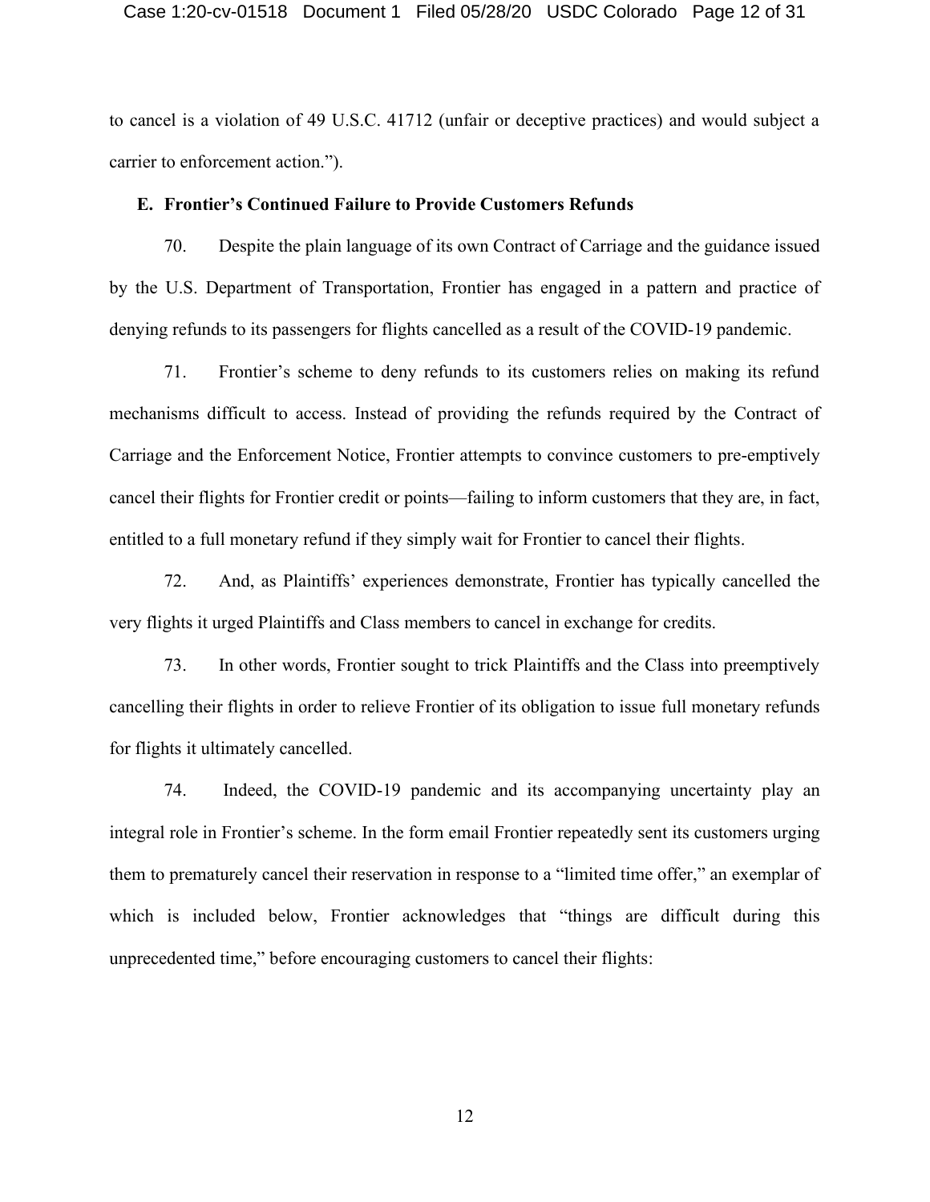to cancel is a violation of 49 U.S.C. 41712 (unfair or deceptive practices) and would subject a carrier to enforcement action.").

### E. Frontier's Continued Failure to Provide Customers Refunds

70. Despite the plain language of its own Contract of Carriage and the guidance issued by the U.S. Department of Transportation, Frontier has engaged in a pattern and practice of denying refunds to its passengers for flights cancelled as a result of the COVID-19 pandemic.

71. Frontier's scheme to deny refunds to its customers relies on making its refund mechanisms difficult to access. Instead of providing the refunds required by the Contract of Carriage and the Enforcement Notice, Frontier attempts to convince customers to pre-emptively cancel their flights for Frontier credit or points—failing to inform customers that they are, in fact, entitled to a full monetary refund if they simply wait for Frontier to cancel their flights.

72. And, as Plaintiffs' experiences demonstrate, Frontier has typically cancelled the very flights it urged Plaintiffs and Class members to cancel in exchange for credits.

73. In other words, Frontier sought to trick Plaintiffs and the Class into preemptively cancelling their flights in order to relieve Frontier of its obligation to issue full monetary refunds for flights it ultimately cancelled.

74. Indeed, the COVID-19 pandemic and its accompanying uncertainty play an integral role in Frontier's scheme. In the form email Frontier repeatedly sent its customers urging them to prematurely cancel their reservation in response to a "limited time offer," an exemplar of which is included below, Frontier acknowledges that "things are difficult during this unprecedented time," before encouraging customers to cancel their flights: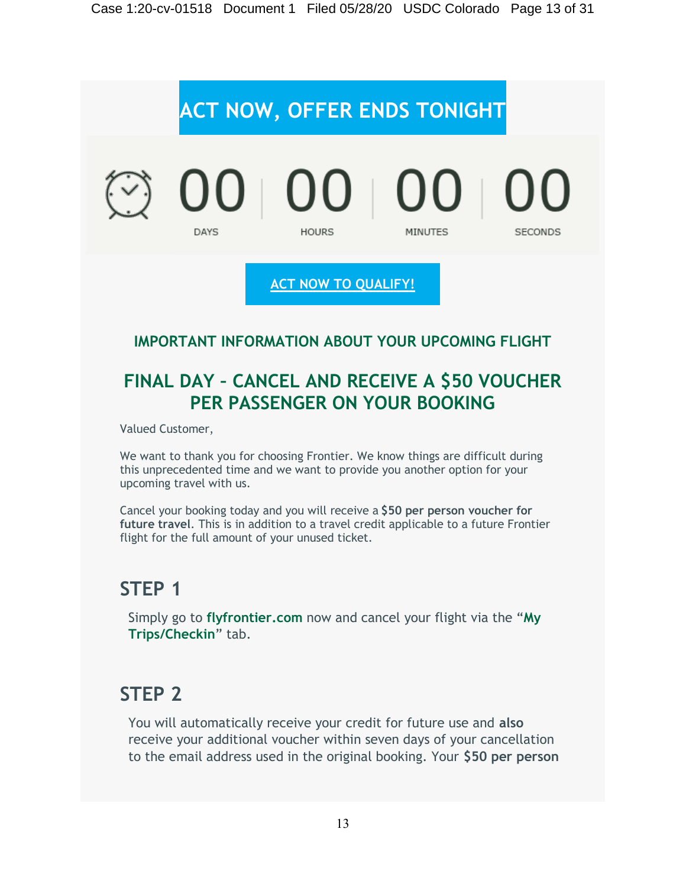# ACT NOW, OFFER ENDS TONIGHT

| 00 | 00 | 00 | 00 |
|---|---|---|---|
| DAYS | HOURS | MINUTES | SECONDS |

**ACT NOW TO QUALIFY!**

### IMPORTANT INFORMATION ABOUT YOUR UPCOMING FLIGHT

## FINAL DAY - CANCEL AND RECEIVE A $50 VOUCHER PER PASSENGER ON YOUR BOOKING

Valued Customer,

We want to thank you for choosing Frontier. We know things are difficult during this unprecedented time and we want to provide you another option for your upcoming travel with us.

Cancel your booking today and you will receive a **$50 per person voucher for future travel**. This is in addition to a travel credit applicable to a future Frontier flight for the full amount of your unused ticket.

## STEP 1

Simply go to **flyfrontier.com** now and cancel your flight via the "**My Trips/Checkin**" tab.

## STEP 2

You will automatically receive your credit for future use and **also** receive your additional voucher within seven days of your cancellation to the email address used in the original booking. Your **$50 per person**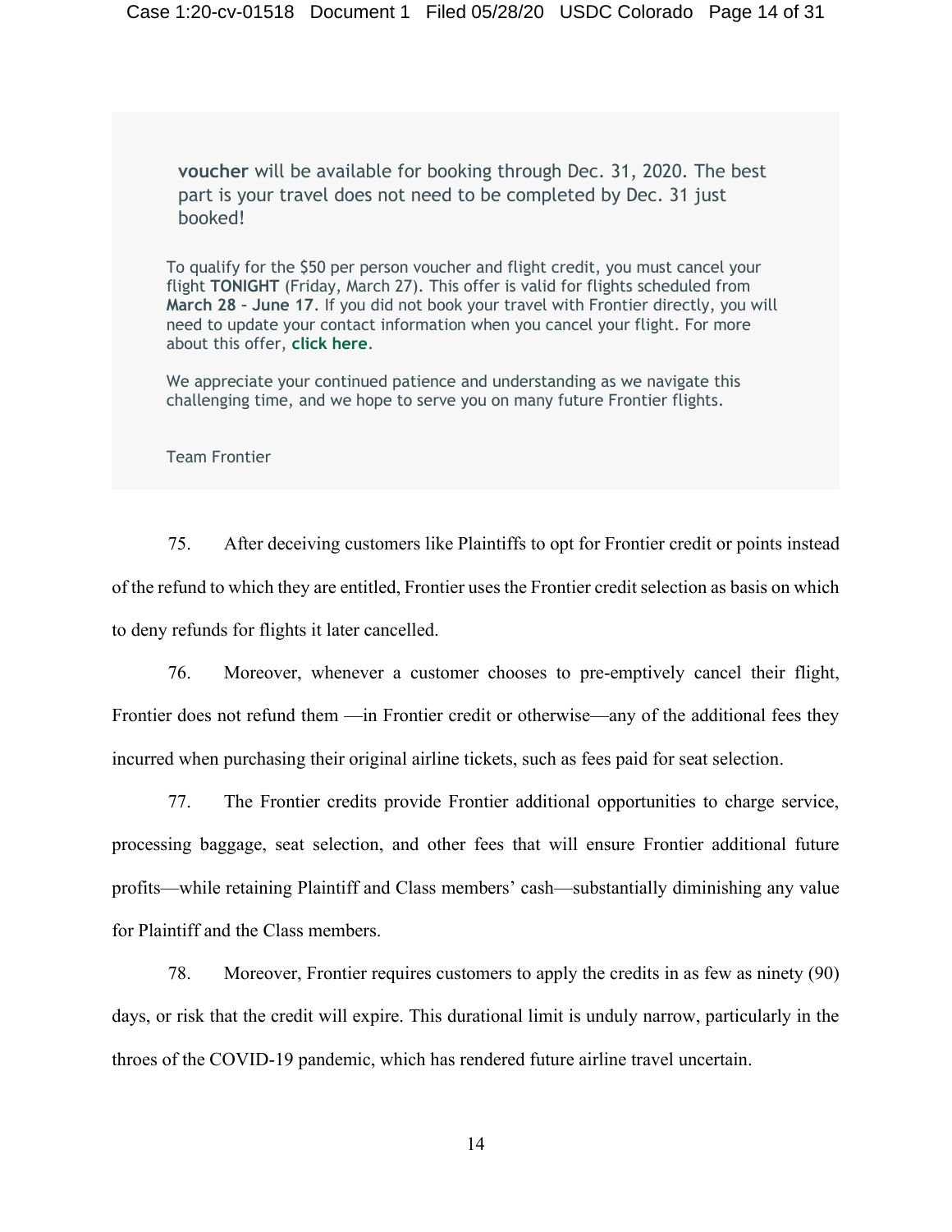> **voucher** will be available for booking through Dec. 31, 2020. The best part is your travel does not need to be completed by Dec. 31 just booked!
>
> To qualify for the $50 per person voucher and flight credit, you must cancel your flight **TONIGHT** (Friday, March 27). This offer is valid for flights scheduled from **March 28 – June 17**. If you did not book your travel with Frontier directly, you will need to update your contact information when you cancel your flight. For more about this offer, **click here**.
>
> We appreciate your continued patience and understanding as we navigate this challenging time, and we hope to serve you on many future Frontier flights.
>
> Team Frontier

75. After deceiving customers like Plaintiffs to opt for Frontier credit or points instead of the refund to which they are entitled, Frontier uses the Frontier credit selection as basis on which to deny refunds for flights it later cancelled.

76. Moreover, whenever a customer chooses to pre-emptively cancel their flight, Frontier does not refund them —in Frontier credit or otherwise—any of the additional fees they incurred when purchasing their original airline tickets, such as fees paid for seat selection.

77. The Frontier credits provide Frontier additional opportunities to charge service, processing baggage, seat selection, and other fees that will ensure Frontier additional future profits—while retaining Plaintiff and Class members' cash—substantially diminishing any value for Plaintiff and the Class members.

78. Moreover, Frontier requires customers to apply the credits in as few as ninety (90) days, or risk that the credit will expire. This durational limit is unduly narrow, particularly in the throes of the COVID-19 pandemic, which has rendered future airline travel uncertain.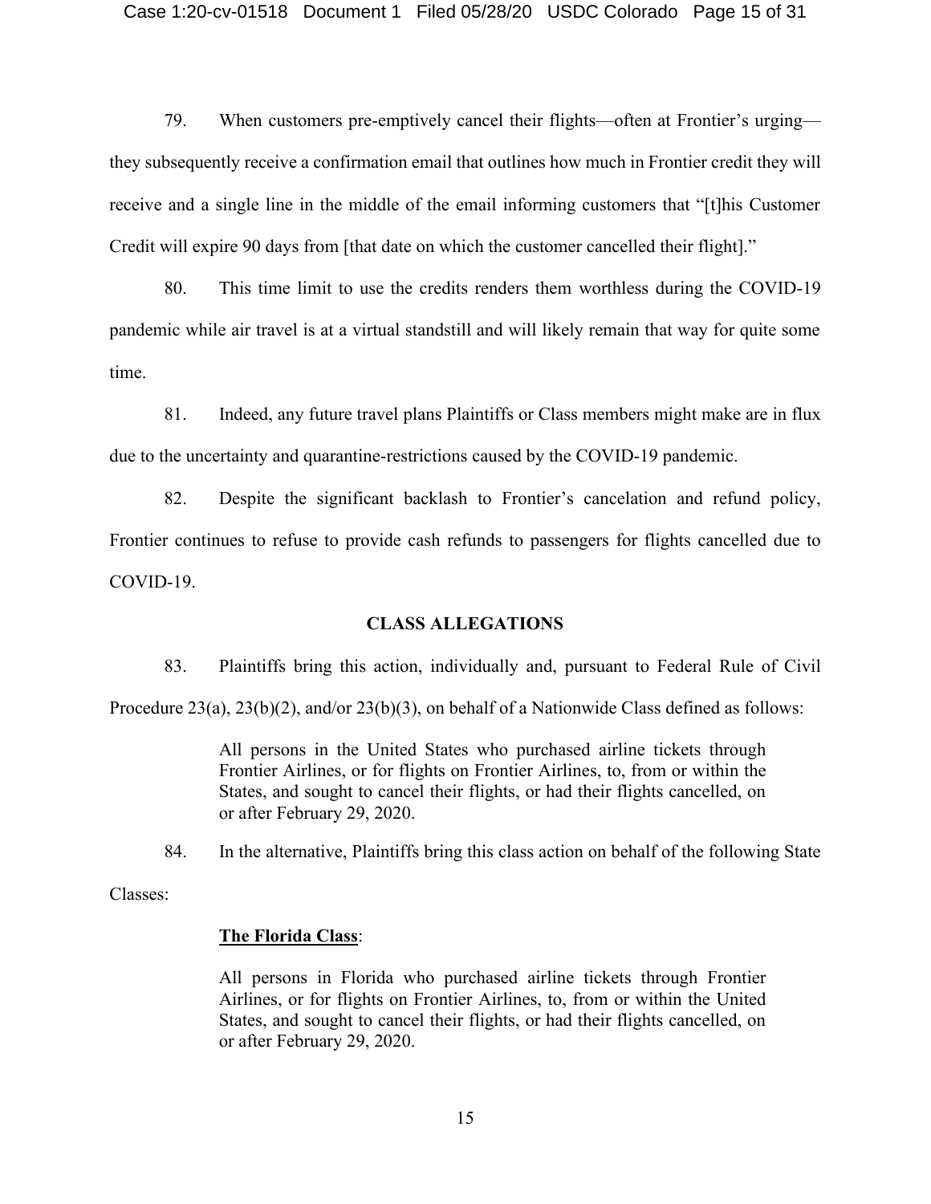79. When customers pre-emptively cancel their flights—often at Frontier's urging—they subsequently receive a confirmation email that outlines how much in Frontier credit they will receive and a single line in the middle of the email informing customers that "[t]his Customer Credit will expire 90 days from [that date on which the customer cancelled their flight]."

80. This time limit to use the credits renders them worthless during the COVID-19 pandemic while air travel is at a virtual standstill and will likely remain that way for quite some time.

81. Indeed, any future travel plans Plaintiffs or Class members might make are in flux due to the uncertainty and quarantine-restrictions caused by the COVID-19 pandemic.

82. Despite the significant backlash to Frontier's cancelation and refund policy, Frontier continues to refuse to provide cash refunds to passengers for flights cancelled due to COVID-19.

## CLASS ALLEGATIONS

83. Plaintiffs bring this action, individually and, pursuant to Federal Rule of Civil Procedure 23(a), 23(b)(2), and/or 23(b)(3), on behalf of a Nationwide Class defined as follows:

> All persons in the United States who purchased airline tickets through Frontier Airlines, or for flights on Frontier Airlines, to, from or within the States, and sought to cancel their flights, or had their flights cancelled, on or after February 29, 2020.

84. In the alternative, Plaintiffs bring this class action on behalf of the following State Classes:

> **The Florida Class**:
>
> All persons in Florida who purchased airline tickets through Frontier Airlines, or for flights on Frontier Airlines, to, from or within the United States, and sought to cancel their flights, or had their flights cancelled, on or after February 29, 2020.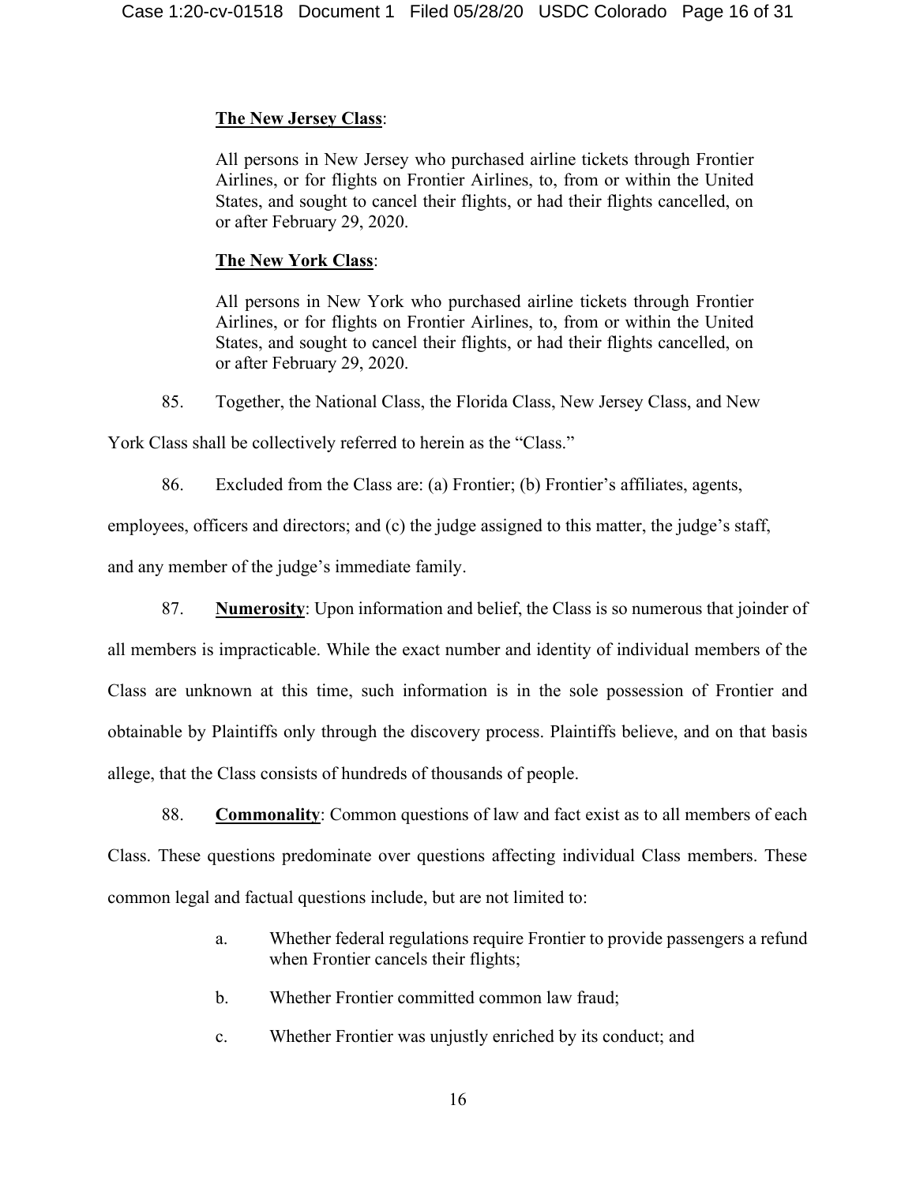**The New Jersey Class**:

All persons in New Jersey who purchased airline tickets through Frontier Airlines, or for flights on Frontier Airlines, to, from or within the United States, and sought to cancel their flights, or had their flights cancelled, on or after February 29, 2020.

**The New York Class**:

All persons in New York who purchased airline tickets through Frontier Airlines, or for flights on Frontier Airlines, to, from or within the United States, and sought to cancel their flights, or had their flights cancelled, on or after February 29, 2020.

85. Together, the National Class, the Florida Class, New Jersey Class, and New York Class shall be collectively referred to herein as the "Class."

86. Excluded from the Class are: (a) Frontier; (b) Frontier's affiliates, agents, employees, officers and directors; and (c) the judge assigned to this matter, the judge's staff, and any member of the judge's immediate family.

87. **Numerosity**: Upon information and belief, the Class is so numerous that joinder of all members is impracticable. While the exact number and identity of individual members of the Class are unknown at this time, such information is in the sole possession of Frontier and obtainable by Plaintiffs only through the discovery process. Plaintiffs believe, and on that basis allege, that the Class consists of hundreds of thousands of people.

88. **Commonality**: Common questions of law and fact exist as to all members of each Class. These questions predominate over questions affecting individual Class members. These common legal and factual questions include, but are not limited to:

a. Whether federal regulations require Frontier to provide passengers a refund when Frontier cancels their flights;

b. Whether Frontier committed common law fraud;

c. Whether Frontier was unjustly enriched by its conduct; and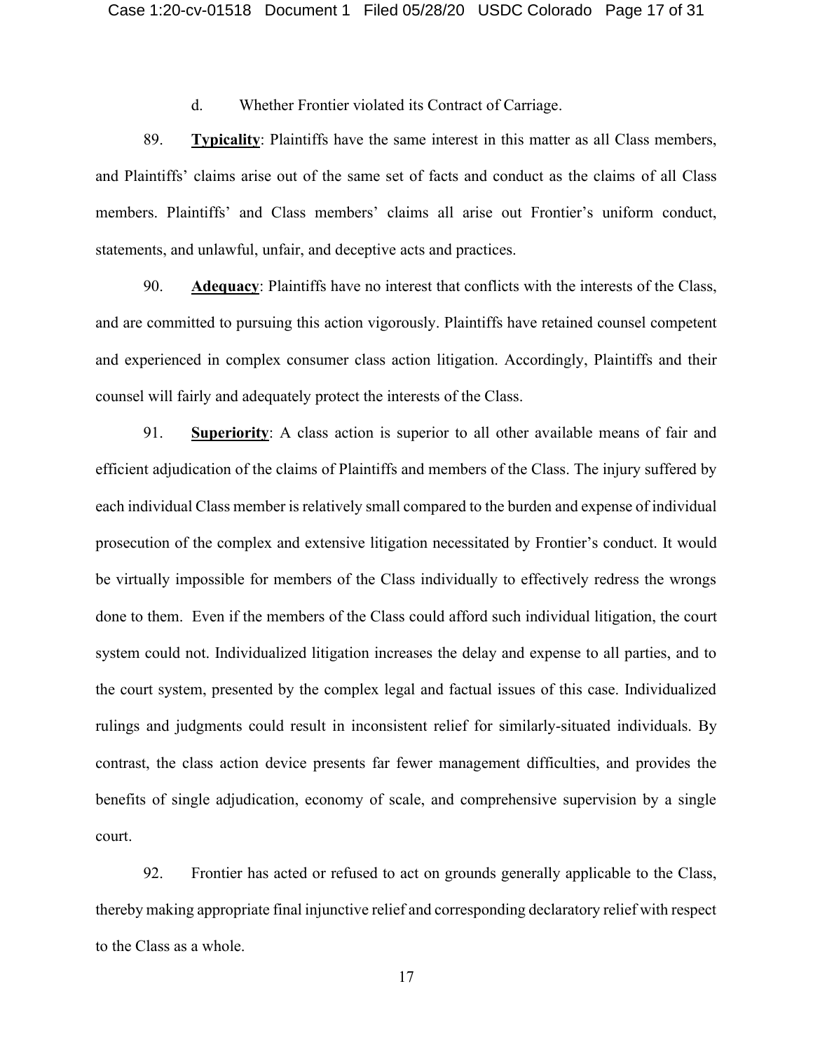d. Whether Frontier violated its Contract of Carriage.

89. **Typicality**: Plaintiffs have the same interest in this matter as all Class members, and Plaintiffs' claims arise out of the same set of facts and conduct as the claims of all Class members. Plaintiffs' and Class members' claims all arise out Frontier's uniform conduct, statements, and unlawful, unfair, and deceptive acts and practices.

90. **Adequacy**: Plaintiffs have no interest that conflicts with the interests of the Class, and are committed to pursuing this action vigorously. Plaintiffs have retained counsel competent and experienced in complex consumer class action litigation. Accordingly, Plaintiffs and their counsel will fairly and adequately protect the interests of the Class.

91. **Superiority**: A class action is superior to all other available means of fair and efficient adjudication of the claims of Plaintiffs and members of the Class. The injury suffered by each individual Class member is relatively small compared to the burden and expense of individual prosecution of the complex and extensive litigation necessitated by Frontier's conduct. It would be virtually impossible for members of the Class individually to effectively redress the wrongs done to them. Even if the members of the Class could afford such individual litigation, the court system could not. Individualized litigation increases the delay and expense to all parties, and to the court system, presented by the complex legal and factual issues of this case. Individualized rulings and judgments could result in inconsistent relief for similarly-situated individuals. By contrast, the class action device presents far fewer management difficulties, and provides the benefits of single adjudication, economy of scale, and comprehensive supervision by a single court.

92. Frontier has acted or refused to act on grounds generally applicable to the Class, thereby making appropriate final injunctive relief and corresponding declaratory relief with respect to the Class as a whole.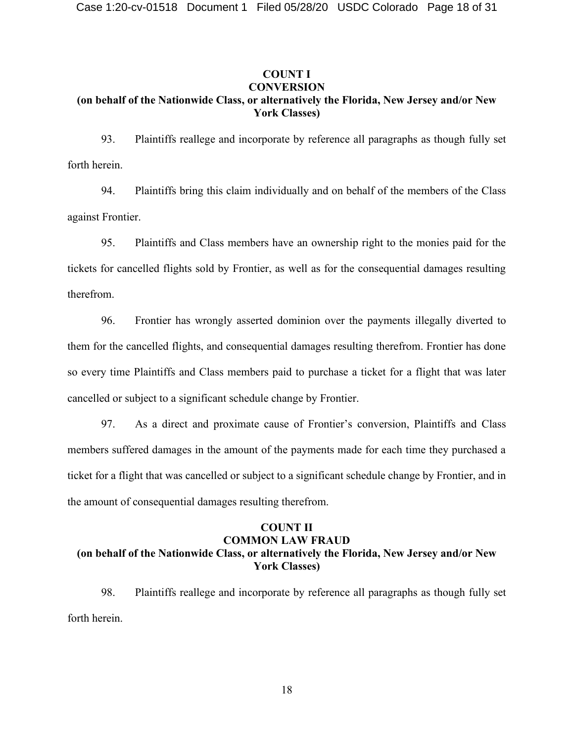**COUNT I**
**CONVERSION**
**(on behalf of the Nationwide Class, or alternatively the Florida, New Jersey and/or New York Classes)**

93. Plaintiffs reallege and incorporate by reference all paragraphs as though fully set forth herein.

94. Plaintiffs bring this claim individually and on behalf of the members of the Class against Frontier.

95. Plaintiffs and Class members have an ownership right to the monies paid for the tickets for cancelled flights sold by Frontier, as well as for the consequential damages resulting therefrom.

96. Frontier has wrongly asserted dominion over the payments illegally diverted to them for the cancelled flights, and consequential damages resulting therefrom. Frontier has done so every time Plaintiffs and Class members paid to purchase a ticket for a flight that was later cancelled or subject to a significant schedule change by Frontier.

97. As a direct and proximate cause of Frontier's conversion, Plaintiffs and Class members suffered damages in the amount of the payments made for each time they purchased a ticket for a flight that was cancelled or subject to a significant schedule change by Frontier, and in the amount of consequential damages resulting therefrom.

**COUNT II**
**COMMON LAW FRAUD**
**(on behalf of the Nationwide Class, or alternatively the Florida, New Jersey and/or New York Classes)**

98. Plaintiffs reallege and incorporate by reference all paragraphs as though fully set forth herein.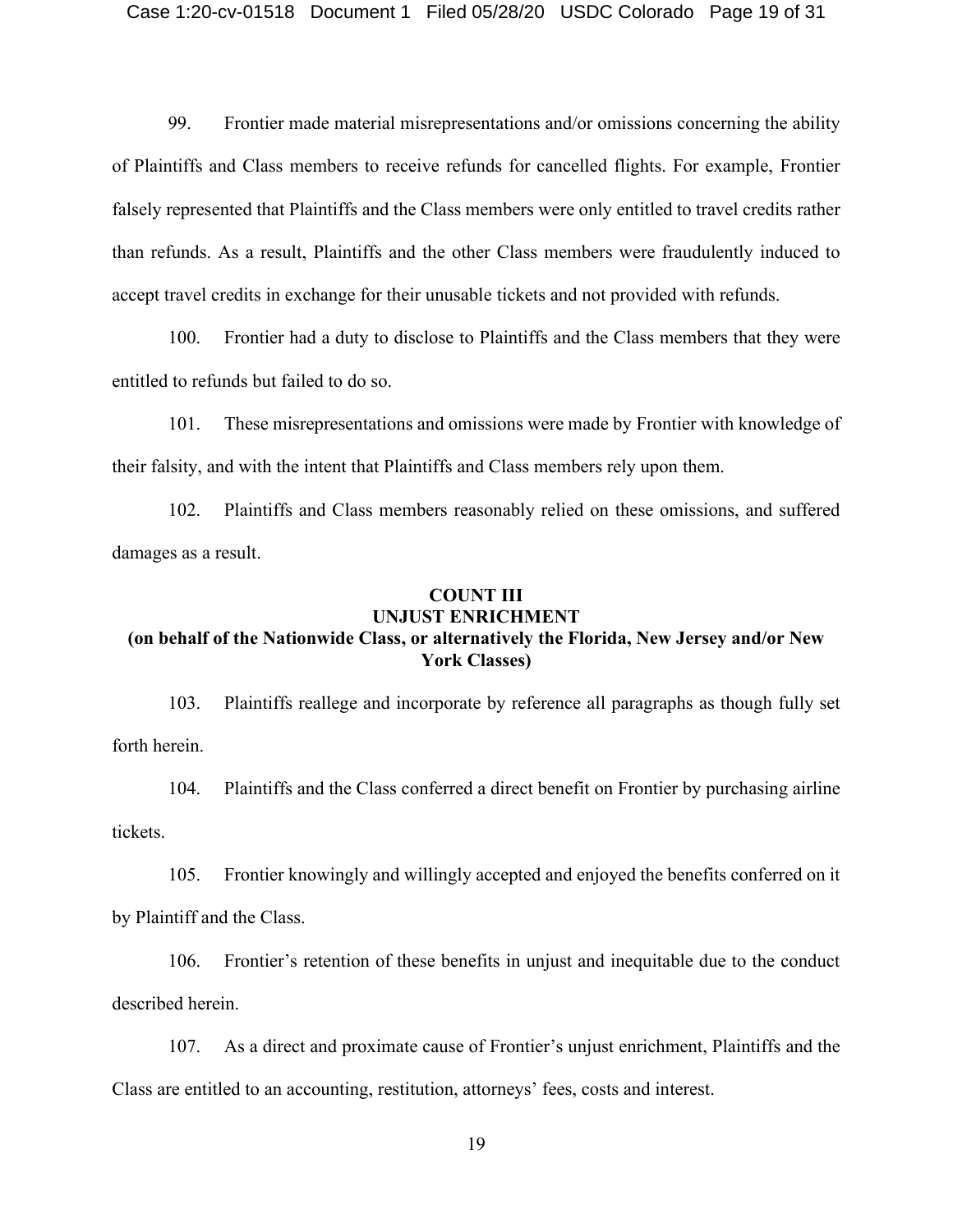99. Frontier made material misrepresentations and/or omissions concerning the ability of Plaintiffs and Class members to receive refunds for cancelled flights. For example, Frontier falsely represented that Plaintiffs and the Class members were only entitled to travel credits rather than refunds. As a result, Plaintiffs and the other Class members were fraudulently induced to accept travel credits in exchange for their unusable tickets and not provided with refunds.

100. Frontier had a duty to disclose to Plaintiffs and the Class members that they were entitled to refunds but failed to do so.

101. These misrepresentations and omissions were made by Frontier with knowledge of their falsity, and with the intent that Plaintiffs and Class members rely upon them.

102. Plaintiffs and Class members reasonably relied on these omissions, and suffered damages as a result.

**COUNT III**
**UNJUST ENRICHMENT**
**(on behalf of the Nationwide Class, or alternatively the Florida, New Jersey and/or New York Classes)**

103. Plaintiffs reallege and incorporate by reference all paragraphs as though fully set forth herein.

104. Plaintiffs and the Class conferred a direct benefit on Frontier by purchasing airline tickets.

105. Frontier knowingly and willingly accepted and enjoyed the benefits conferred on it by Plaintiff and the Class.

106. Frontier's retention of these benefits in unjust and inequitable due to the conduct described herein.

107. As a direct and proximate cause of Frontier's unjust enrichment, Plaintiffs and the Class are entitled to an accounting, restitution, attorneys' fees, costs and interest.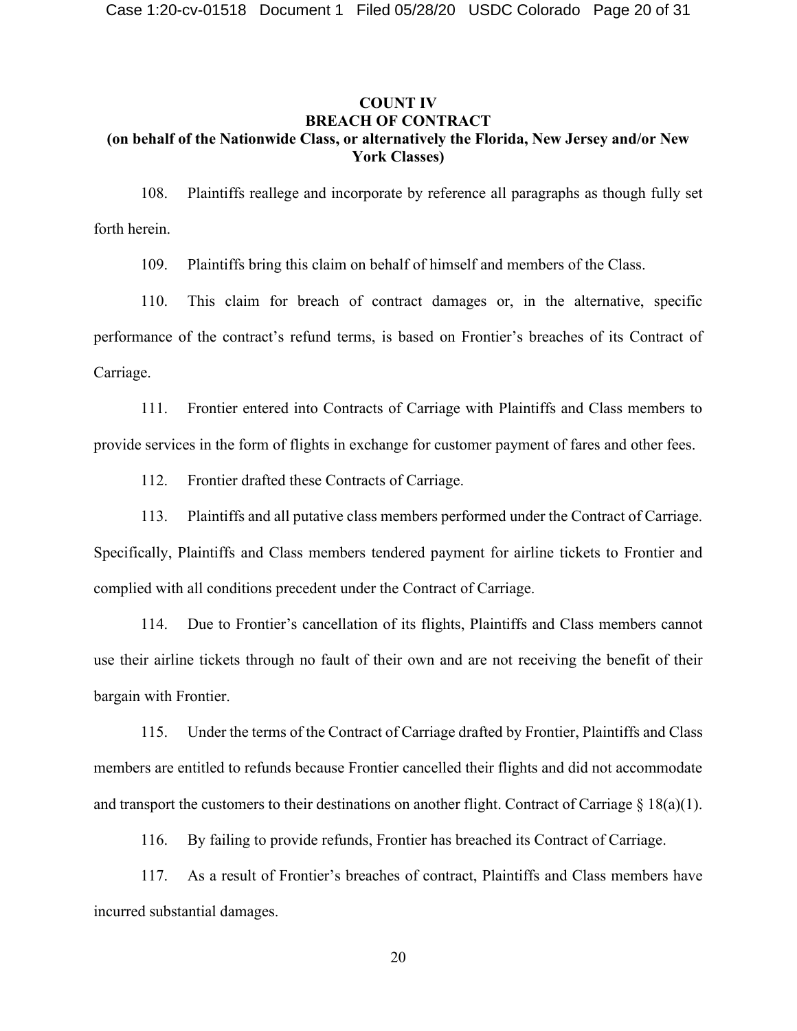## COUNT IV
## BREACH OF CONTRACT
## (on behalf of the Nationwide Class, or alternatively the Florida, New Jersey and/or New York Classes)

108. Plaintiffs reallege and incorporate by reference all paragraphs as though fully set forth herein.

109. Plaintiffs bring this claim on behalf of himself and members of the Class.

110. This claim for breach of contract damages or, in the alternative, specific performance of the contract's refund terms, is based on Frontier's breaches of its Contract of Carriage.

111. Frontier entered into Contracts of Carriage with Plaintiffs and Class members to provide services in the form of flights in exchange for customer payment of fares and other fees.

112. Frontier drafted these Contracts of Carriage.

113. Plaintiffs and all putative class members performed under the Contract of Carriage. Specifically, Plaintiffs and Class members tendered payment for airline tickets to Frontier and complied with all conditions precedent under the Contract of Carriage.

114. Due to Frontier's cancellation of its flights, Plaintiffs and Class members cannot use their airline tickets through no fault of their own and are not receiving the benefit of their bargain with Frontier.

115. Under the terms of the Contract of Carriage drafted by Frontier, Plaintiffs and Class members are entitled to refunds because Frontier cancelled their flights and did not accommodate and transport the customers to their destinations on another flight. Contract of Carriage § 18(a)(1).

116. By failing to provide refunds, Frontier has breached its Contract of Carriage.

117. As a result of Frontier's breaches of contract, Plaintiffs and Class members have incurred substantial damages.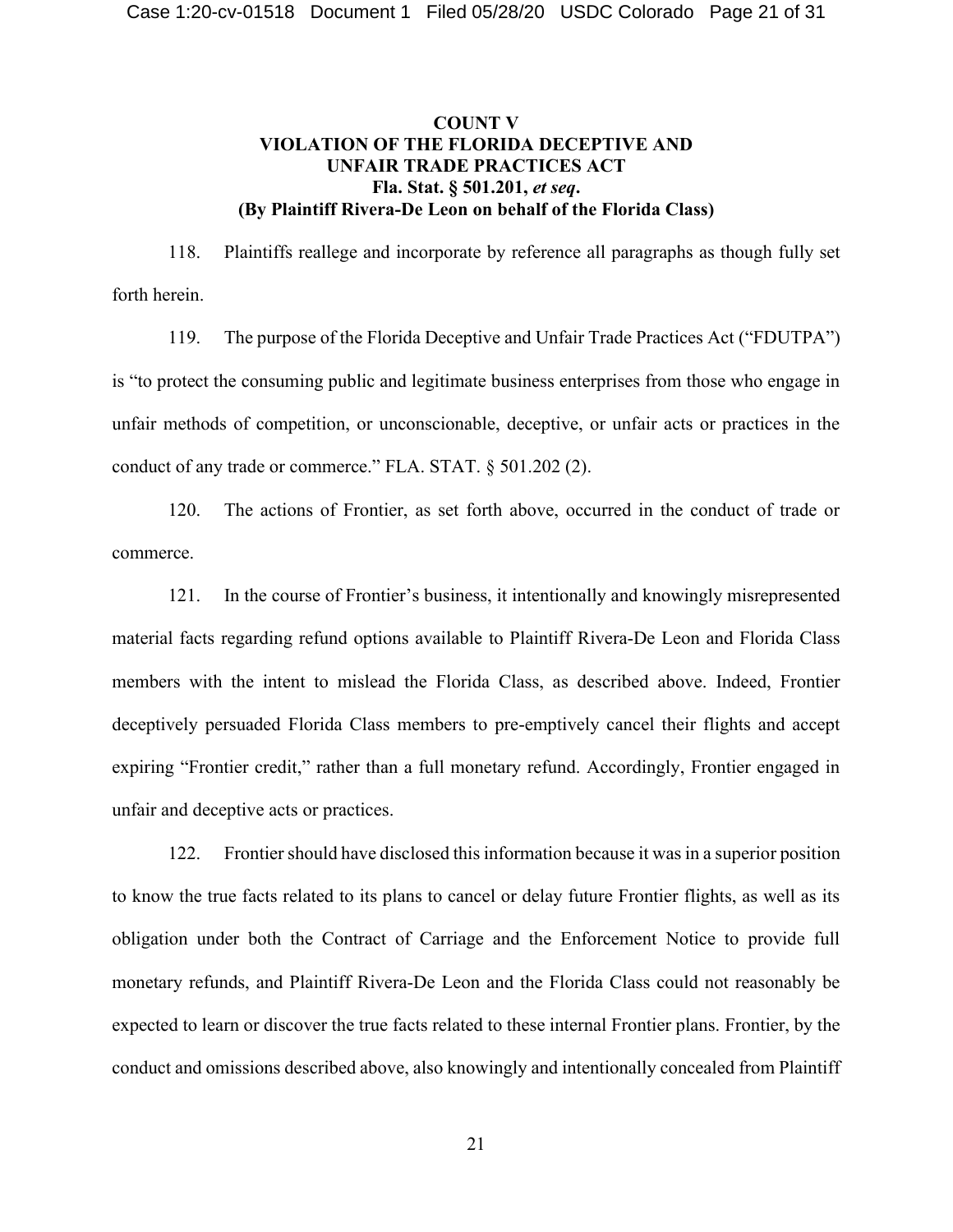## COUNT V
## VIOLATION OF THE FLORIDA DECEPTIVE AND UNFAIR TRADE PRACTICES ACT
## Fla. Stat. § 501.201, *et seq*.
## (By Plaintiff Rivera-De Leon on behalf of the Florida Class)

118. Plaintiffs reallege and incorporate by reference all paragraphs as though fully set forth herein.

119. The purpose of the Florida Deceptive and Unfair Trade Practices Act ("FDUTPA") is "to protect the consuming public and legitimate business enterprises from those who engage in unfair methods of competition, or unconscionable, deceptive, or unfair acts or practices in the conduct of any trade or commerce." FLA. STAT. § 501.202 (2).

120. The actions of Frontier, as set forth above, occurred in the conduct of trade or commerce.

121. In the course of Frontier's business, it intentionally and knowingly misrepresented material facts regarding refund options available to Plaintiff Rivera-De Leon and Florida Class members with the intent to mislead the Florida Class, as described above. Indeed, Frontier deceptively persuaded Florida Class members to pre-emptively cancel their flights and accept expiring "Frontier credit," rather than a full monetary refund. Accordingly, Frontier engaged in unfair and deceptive acts or practices.

122. Frontier should have disclosed this information because it was in a superior position to know the true facts related to its plans to cancel or delay future Frontier flights, as well as its obligation under both the Contract of Carriage and the Enforcement Notice to provide full monetary refunds, and Plaintiff Rivera-De Leon and the Florida Class could not reasonably be expected to learn or discover the true facts related to these internal Frontier plans. Frontier, by the conduct and omissions described above, also knowingly and intentionally concealed from Plaintiff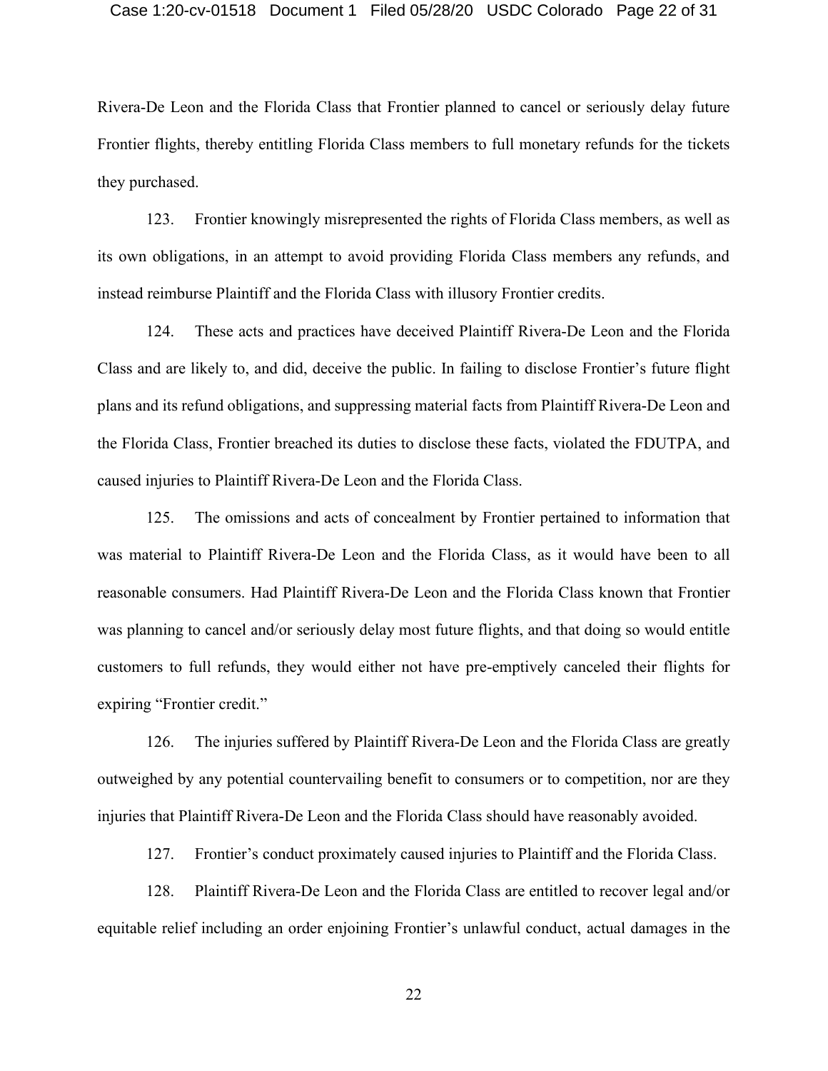Rivera-De Leon and the Florida Class that Frontier planned to cancel or seriously delay future Frontier flights, thereby entitling Florida Class members to full monetary refunds for the tickets they purchased.

123. Frontier knowingly misrepresented the rights of Florida Class members, as well as its own obligations, in an attempt to avoid providing Florida Class members any refunds, and instead reimburse Plaintiff and the Florida Class with illusory Frontier credits.

124. These acts and practices have deceived Plaintiff Rivera-De Leon and the Florida Class and are likely to, and did, deceive the public. In failing to disclose Frontier's future flight plans and its refund obligations, and suppressing material facts from Plaintiff Rivera-De Leon and the Florida Class, Frontier breached its duties to disclose these facts, violated the FDUTPA, and caused injuries to Plaintiff Rivera-De Leon and the Florida Class.

125. The omissions and acts of concealment by Frontier pertained to information that was material to Plaintiff Rivera-De Leon and the Florida Class, as it would have been to all reasonable consumers. Had Plaintiff Rivera-De Leon and the Florida Class known that Frontier was planning to cancel and/or seriously delay most future flights, and that doing so would entitle customers to full refunds, they would either not have pre-emptively canceled their flights for expiring "Frontier credit."

126. The injuries suffered by Plaintiff Rivera-De Leon and the Florida Class are greatly outweighed by any potential countervailing benefit to consumers or to competition, nor are they injuries that Plaintiff Rivera-De Leon and the Florida Class should have reasonably avoided.

127. Frontier's conduct proximately caused injuries to Plaintiff and the Florida Class.

128. Plaintiff Rivera-De Leon and the Florida Class are entitled to recover legal and/or equitable relief including an order enjoining Frontier's unlawful conduct, actual damages in the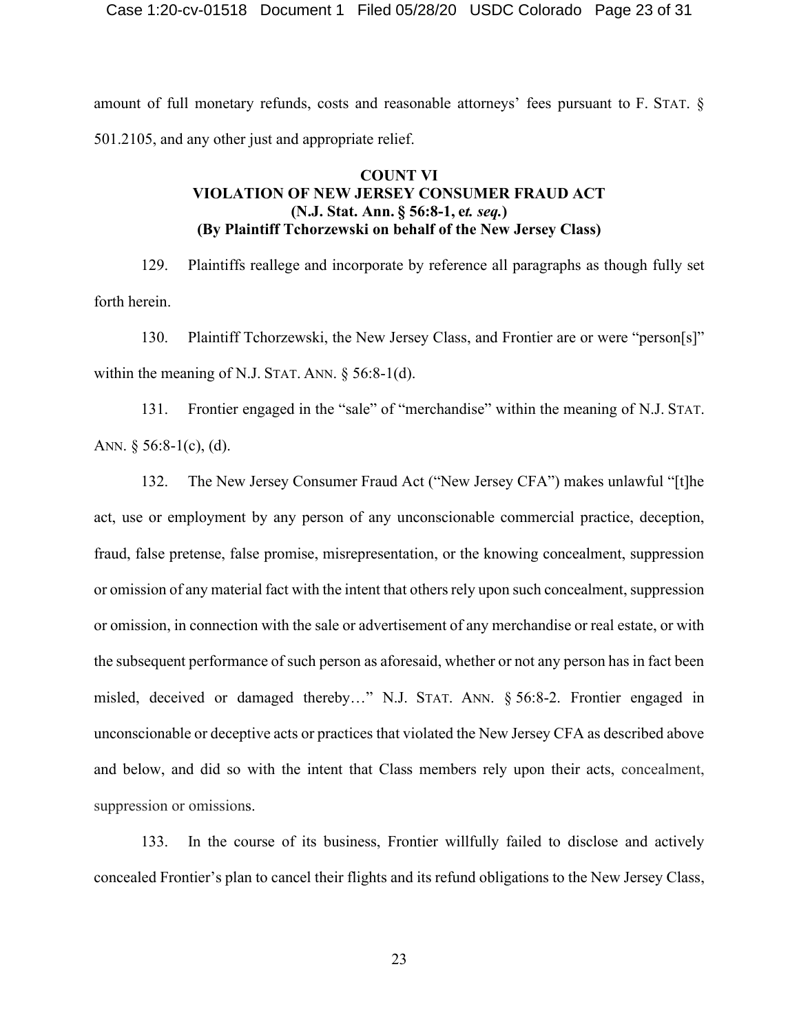amount of full monetary refunds, costs and reasonable attorneys' fees pursuant to F. STAT. § 501.2105, and any other just and appropriate relief.

**COUNT VI**
**VIOLATION OF NEW JERSEY CONSUMER FRAUD ACT**
**(N.J. Stat. Ann. § 56:8-1, e*t. seq.*)**
**(By Plaintiff Tchorzewski on behalf of the New Jersey Class)**

129. Plaintiffs reallege and incorporate by reference all paragraphs as though fully set forth herein.

130. Plaintiff Tchorzewski, the New Jersey Class, and Frontier are or were "person[s]" within the meaning of N.J. STAT. ANN. § 56:8-1(d).

131. Frontier engaged in the "sale" of "merchandise" within the meaning of N.J. STAT. ANN. § 56:8-1(c), (d).

132. The New Jersey Consumer Fraud Act ("New Jersey CFA") makes unlawful "[t]he act, use or employment by any person of any unconscionable commercial practice, deception, fraud, false pretense, false promise, misrepresentation, or the knowing concealment, suppression or omission of any material fact with the intent that others rely upon such concealment, suppression or omission, in connection with the sale or advertisement of any merchandise or real estate, or with the subsequent performance of such person as aforesaid, whether or not any person has in fact been misled, deceived or damaged thereby…" N.J. STAT. ANN. § 56:8-2. Frontier engaged in unconscionable or deceptive acts or practices that violated the New Jersey CFA as described above and below, and did so with the intent that Class members rely upon their acts, concealment, suppression or omissions.

133. In the course of its business, Frontier willfully failed to disclose and actively concealed Frontier's plan to cancel their flights and its refund obligations to the New Jersey Class,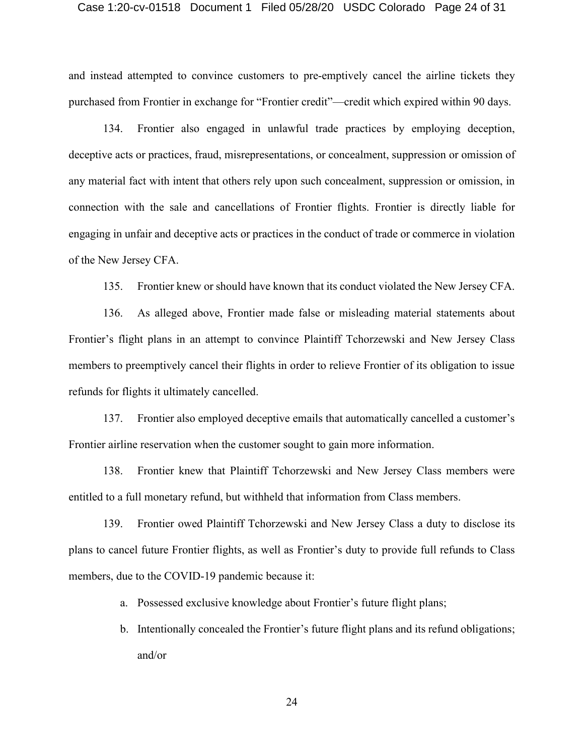and instead attempted to convince customers to pre-emptively cancel the airline tickets they purchased from Frontier in exchange for "Frontier credit"—credit which expired within 90 days.

134. Frontier also engaged in unlawful trade practices by employing deception, deceptive acts or practices, fraud, misrepresentations, or concealment, suppression or omission of any material fact with intent that others rely upon such concealment, suppression or omission, in connection with the sale and cancellations of Frontier flights. Frontier is directly liable for engaging in unfair and deceptive acts or practices in the conduct of trade or commerce in violation of the New Jersey CFA.

135. Frontier knew or should have known that its conduct violated the New Jersey CFA.

136. As alleged above, Frontier made false or misleading material statements about Frontier's flight plans in an attempt to convince Plaintiff Tchorzewski and New Jersey Class members to preemptively cancel their flights in order to relieve Frontier of its obligation to issue refunds for flights it ultimately cancelled.

137. Frontier also employed deceptive emails that automatically cancelled a customer's Frontier airline reservation when the customer sought to gain more information.

138. Frontier knew that Plaintiff Tchorzewski and New Jersey Class members were entitled to a full monetary refund, but withheld that information from Class members.

139. Frontier owed Plaintiff Tchorzewski and New Jersey Class a duty to disclose its plans to cancel future Frontier flights, as well as Frontier's duty to provide full refunds to Class members, due to the COVID-19 pandemic because it:

a. Possessed exclusive knowledge about Frontier's future flight plans;

b. Intentionally concealed the Frontier's future flight plans and its refund obligations; and/or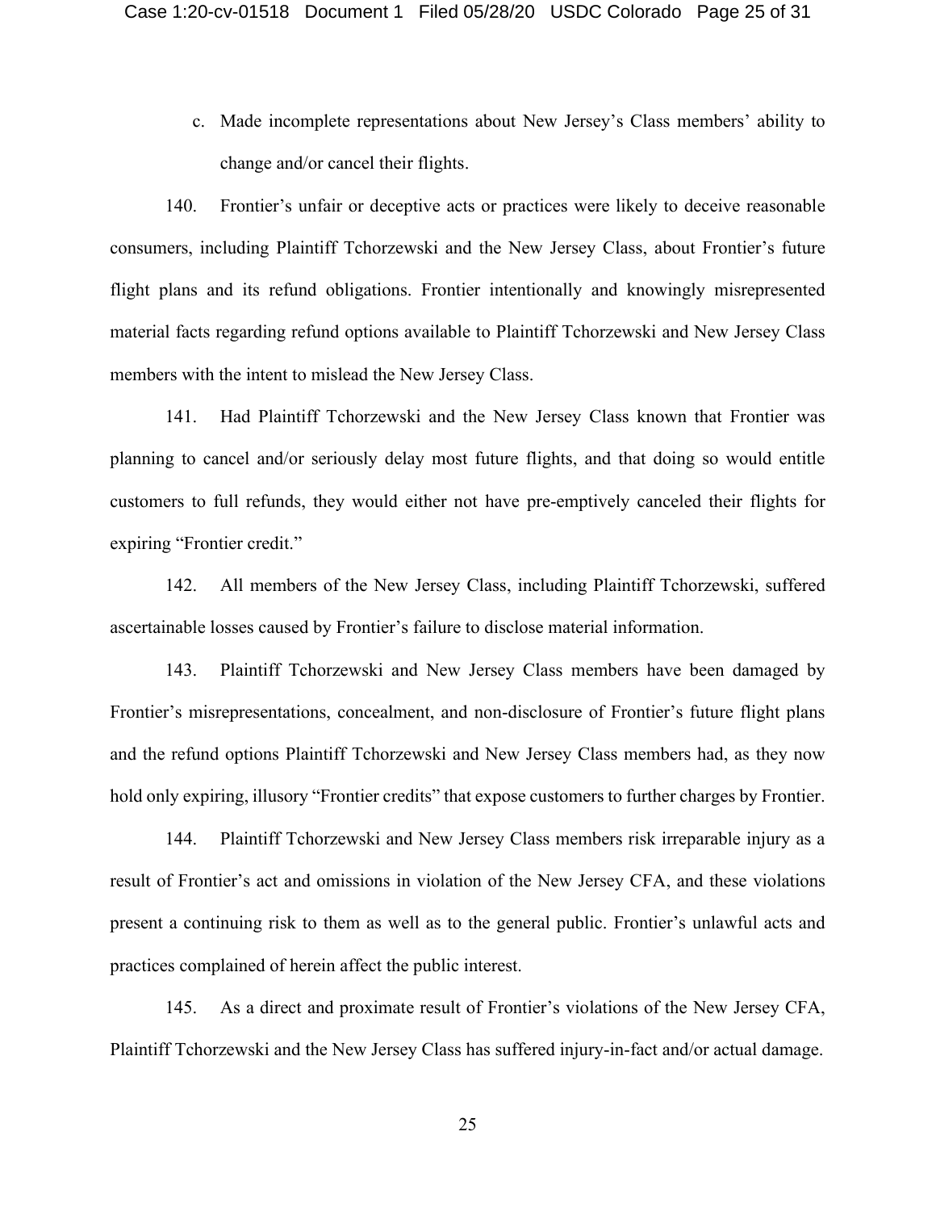c. Made incomplete representations about New Jersey's Class members' ability to change and/or cancel their flights.

140. Frontier's unfair or deceptive acts or practices were likely to deceive reasonable consumers, including Plaintiff Tchorzewski and the New Jersey Class, about Frontier's future flight plans and its refund obligations. Frontier intentionally and knowingly misrepresented material facts regarding refund options available to Plaintiff Tchorzewski and New Jersey Class members with the intent to mislead the New Jersey Class.

141. Had Plaintiff Tchorzewski and the New Jersey Class known that Frontier was planning to cancel and/or seriously delay most future flights, and that doing so would entitle customers to full refunds, they would either not have pre-emptively canceled their flights for expiring "Frontier credit."

142. All members of the New Jersey Class, including Plaintiff Tchorzewski, suffered ascertainable losses caused by Frontier's failure to disclose material information.

143. Plaintiff Tchorzewski and New Jersey Class members have been damaged by Frontier's misrepresentations, concealment, and non-disclosure of Frontier's future flight plans and the refund options Plaintiff Tchorzewski and New Jersey Class members had, as they now hold only expiring, illusory "Frontier credits" that expose customers to further charges by Frontier.

144. Plaintiff Tchorzewski and New Jersey Class members risk irreparable injury as a result of Frontier's act and omissions in violation of the New Jersey CFA, and these violations present a continuing risk to them as well as to the general public. Frontier's unlawful acts and practices complained of herein affect the public interest.

145. As a direct and proximate result of Frontier's violations of the New Jersey CFA, Plaintiff Tchorzewski and the New Jersey Class has suffered injury-in-fact and/or actual damage.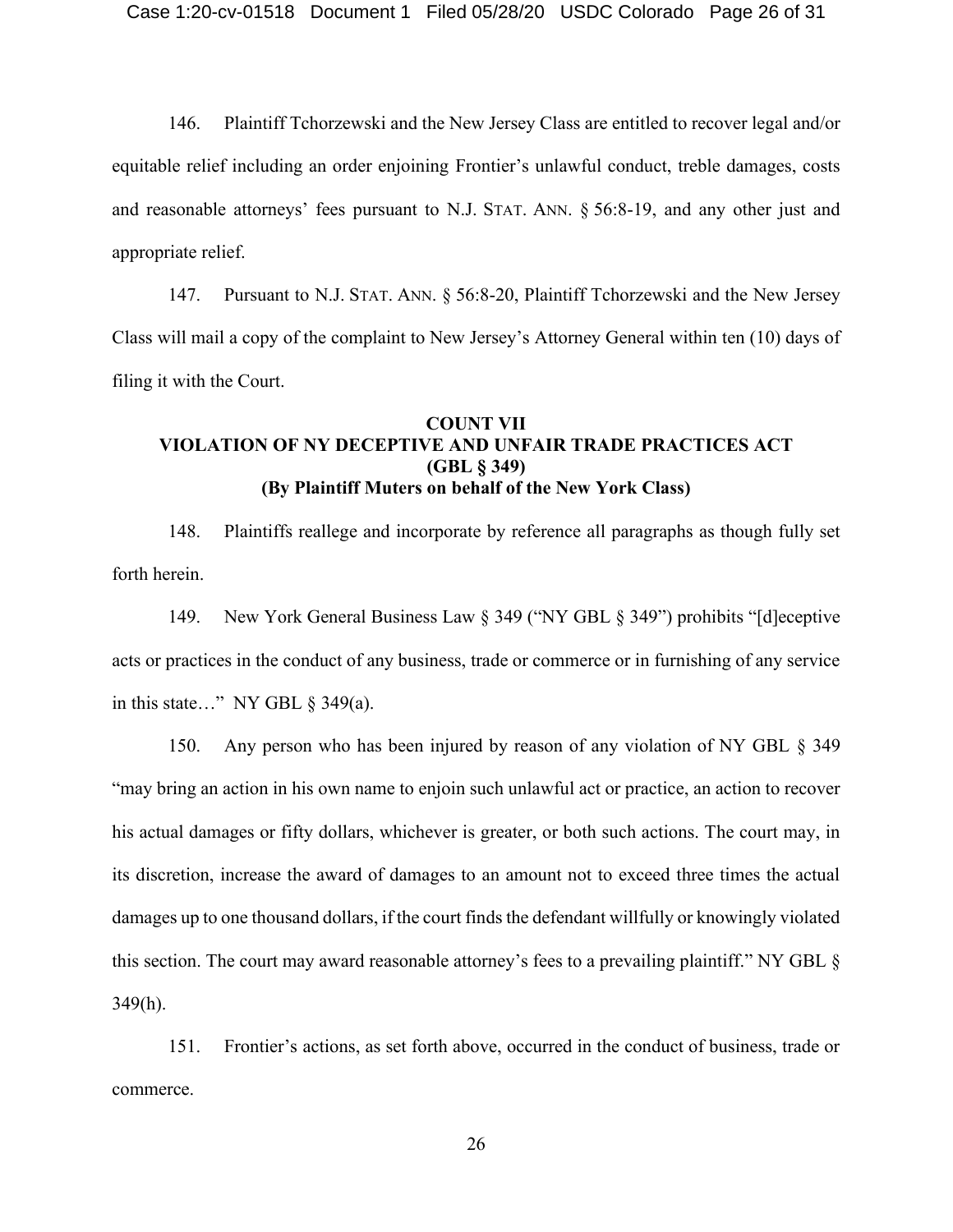146. Plaintiff Tchorzewski and the New Jersey Class are entitled to recover legal and/or equitable relief including an order enjoining Frontier's unlawful conduct, treble damages, costs and reasonable attorneys' fees pursuant to N.J. STAT. ANN. § 56:8-19, and any other just and appropriate relief.

147. Pursuant to N.J. STAT. ANN. § 56:8-20, Plaintiff Tchorzewski and the New Jersey Class will mail a copy of the complaint to New Jersey's Attorney General within ten (10) days of filing it with the Court.

**COUNT VII**
**VIOLATION OF NY DECEPTIVE AND UNFAIR TRADE PRACTICES ACT**
**(GBL § 349)**
**(By Plaintiff Muters on behalf of the New York Class)**

148. Plaintiffs reallege and incorporate by reference all paragraphs as though fully set forth herein.

149. New York General Business Law § 349 ("NY GBL § 349") prohibits "[d]eceptive acts or practices in the conduct of any business, trade or commerce or in furnishing of any service in this state…" NY GBL § 349(a).

150. Any person who has been injured by reason of any violation of NY GBL § 349 "may bring an action in his own name to enjoin such unlawful act or practice, an action to recover his actual damages or fifty dollars, whichever is greater, or both such actions. The court may, in its discretion, increase the award of damages to an amount not to exceed three times the actual damages up to one thousand dollars, if the court finds the defendant willfully or knowingly violated this section. The court may award reasonable attorney's fees to a prevailing plaintiff." NY GBL § 349(h).

151. Frontier's actions, as set forth above, occurred in the conduct of business, trade or commerce.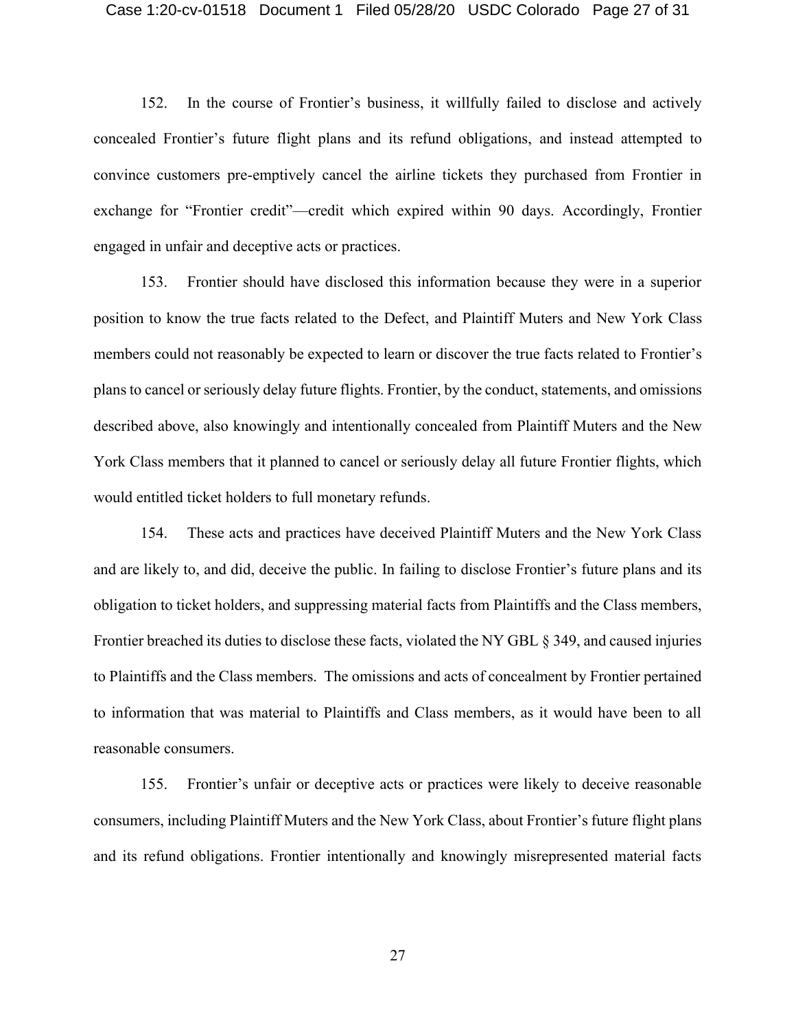152. In the course of Frontier's business, it willfully failed to disclose and actively concealed Frontier's future flight plans and its refund obligations, and instead attempted to convince customers pre-emptively cancel the airline tickets they purchased from Frontier in exchange for "Frontier credit"—credit which expired within 90 days. Accordingly, Frontier engaged in unfair and deceptive acts or practices.

153. Frontier should have disclosed this information because they were in a superior position to know the true facts related to the Defect, and Plaintiff Muters and New York Class members could not reasonably be expected to learn or discover the true facts related to Frontier's plans to cancel or seriously delay future flights. Frontier, by the conduct, statements, and omissions described above, also knowingly and intentionally concealed from Plaintiff Muters and the New York Class members that it planned to cancel or seriously delay all future Frontier flights, which would entitled ticket holders to full monetary refunds.

154. These acts and practices have deceived Plaintiff Muters and the New York Class and are likely to, and did, deceive the public. In failing to disclose Frontier's future plans and its obligation to ticket holders, and suppressing material facts from Plaintiffs and the Class members, Frontier breached its duties to disclose these facts, violated the NY GBL § 349, and caused injuries to Plaintiffs and the Class members. The omissions and acts of concealment by Frontier pertained to information that was material to Plaintiffs and Class members, as it would have been to all reasonable consumers.

155. Frontier's unfair or deceptive acts or practices were likely to deceive reasonable consumers, including Plaintiff Muters and the New York Class, about Frontier's future flight plans and its refund obligations. Frontier intentionally and knowingly misrepresented material facts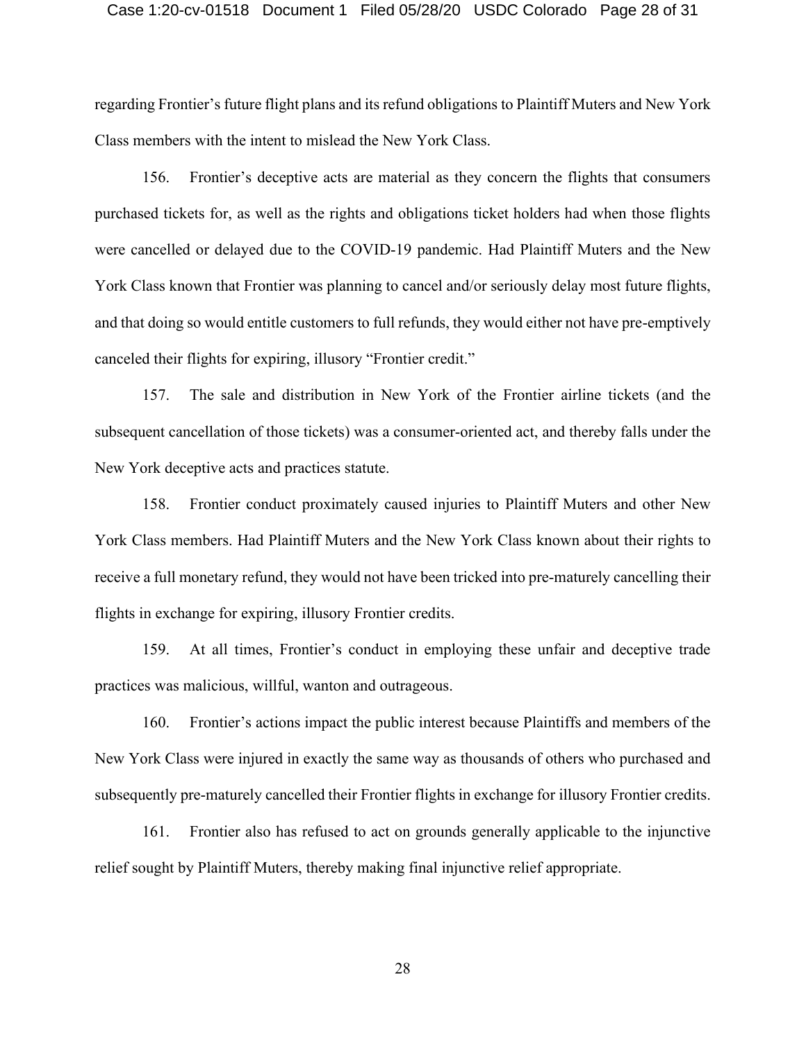regarding Frontier's future flight plans and its refund obligations to Plaintiff Muters and New York Class members with the intent to mislead the New York Class.

156. Frontier's deceptive acts are material as they concern the flights that consumers purchased tickets for, as well as the rights and obligations ticket holders had when those flights were cancelled or delayed due to the COVID-19 pandemic. Had Plaintiff Muters and the New York Class known that Frontier was planning to cancel and/or seriously delay most future flights, and that doing so would entitle customers to full refunds, they would either not have pre-emptively canceled their flights for expiring, illusory "Frontier credit."

157. The sale and distribution in New York of the Frontier airline tickets (and the subsequent cancellation of those tickets) was a consumer-oriented act, and thereby falls under the New York deceptive acts and practices statute.

158. Frontier conduct proximately caused injuries to Plaintiff Muters and other New York Class members. Had Plaintiff Muters and the New York Class known about their rights to receive a full monetary refund, they would not have been tricked into pre-maturely cancelling their flights in exchange for expiring, illusory Frontier credits.

159. At all times, Frontier's conduct in employing these unfair and deceptive trade practices was malicious, willful, wanton and outrageous.

160. Frontier's actions impact the public interest because Plaintiffs and members of the New York Class were injured in exactly the same way as thousands of others who purchased and subsequently pre-maturely cancelled their Frontier flights in exchange for illusory Frontier credits.

161. Frontier also has refused to act on grounds generally applicable to the injunctive relief sought by Plaintiff Muters, thereby making final injunctive relief appropriate.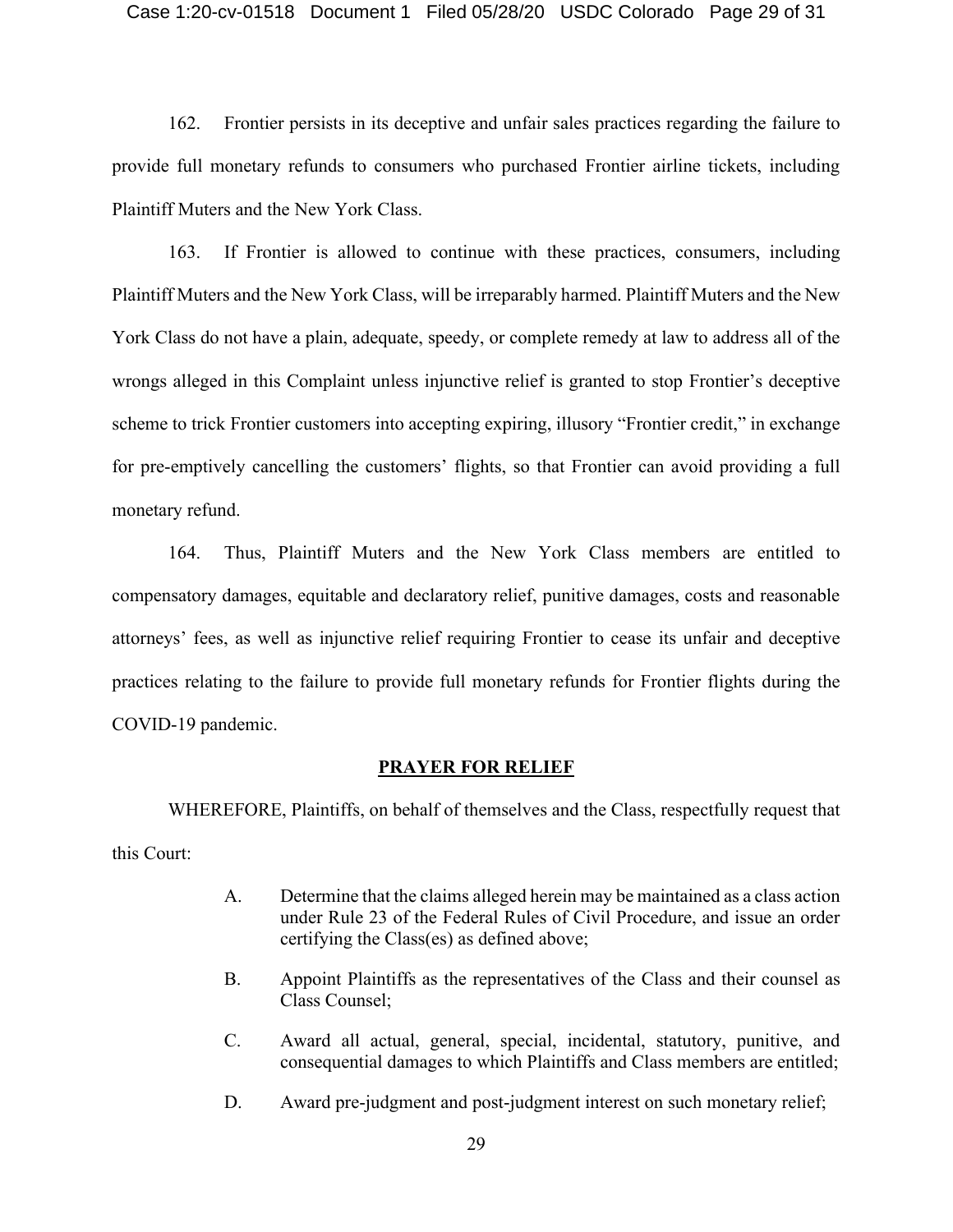162. Frontier persists in its deceptive and unfair sales practices regarding the failure to provide full monetary refunds to consumers who purchased Frontier airline tickets, including Plaintiff Muters and the New York Class.

163. If Frontier is allowed to continue with these practices, consumers, including Plaintiff Muters and the New York Class, will be irreparably harmed. Plaintiff Muters and the New York Class do not have a plain, adequate, speedy, or complete remedy at law to address all of the wrongs alleged in this Complaint unless injunctive relief is granted to stop Frontier's deceptive scheme to trick Frontier customers into accepting expiring, illusory "Frontier credit," in exchange for pre-emptively cancelling the customers' flights, so that Frontier can avoid providing a full monetary refund.

164. Thus, Plaintiff Muters and the New York Class members are entitled to compensatory damages, equitable and declaratory relief, punitive damages, costs and reasonable attorneys' fees, as well as injunctive relief requiring Frontier to cease its unfair and deceptive practices relating to the failure to provide full monetary refunds for Frontier flights during the COVID-19 pandemic.

## PRAYER FOR RELIEF

WHEREFORE, Plaintiffs, on behalf of themselves and the Class, respectfully request that this Court:

A. Determine that the claims alleged herein may be maintained as a class action under Rule 23 of the Federal Rules of Civil Procedure, and issue an order certifying the Class(es) as defined above;

B. Appoint Plaintiffs as the representatives of the Class and their counsel as Class Counsel;

C. Award all actual, general, special, incidental, statutory, punitive, and consequential damages to which Plaintiffs and Class members are entitled;

D. Award pre-judgment and post-judgment interest on such monetary relief;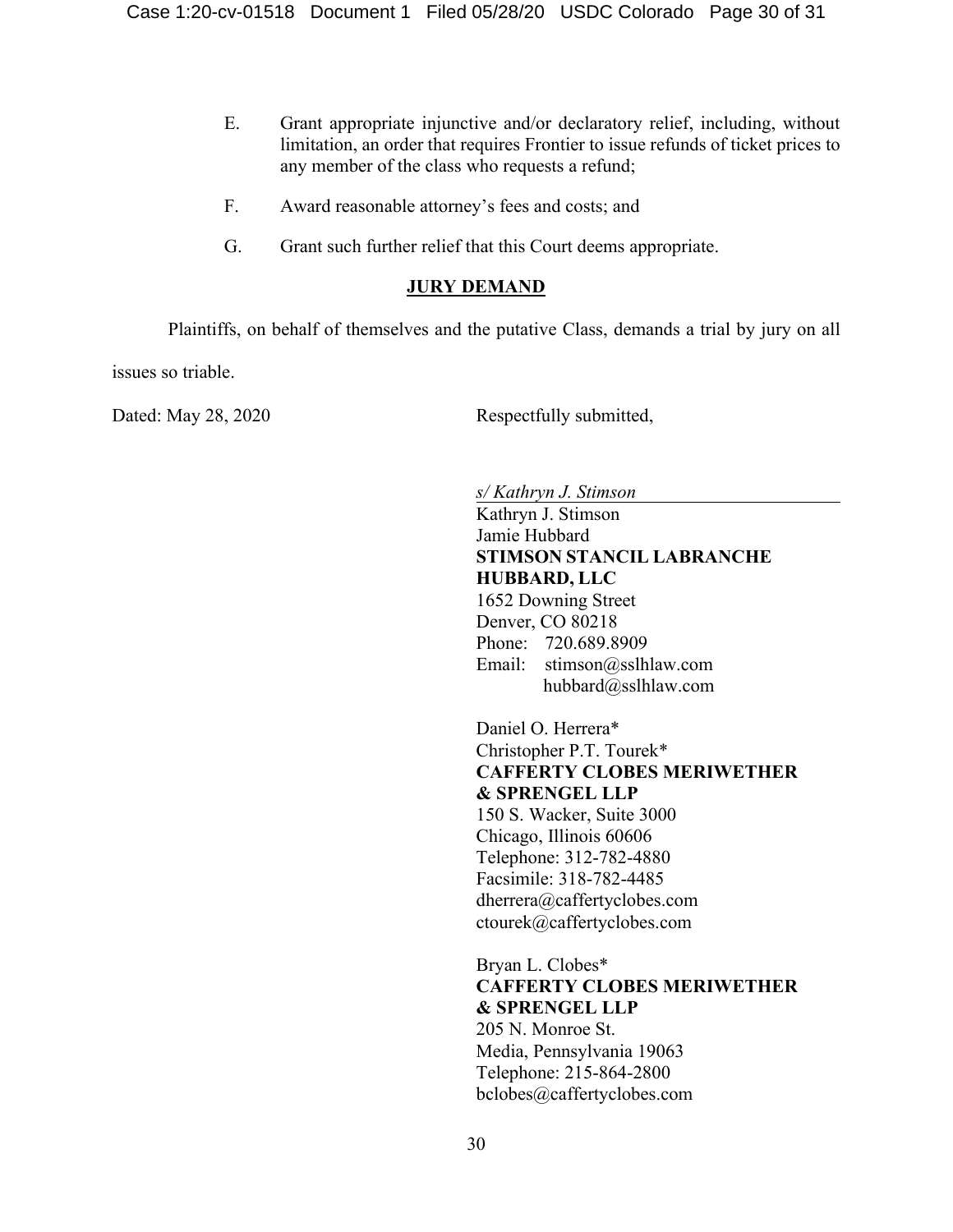E. Grant appropriate injunctive and/or declaratory relief, including, without limitation, an order that requires Frontier to issue refunds of ticket prices to any member of the class who requests a refund;

F. Award reasonable attorney's fees and costs; and

G. Grant such further relief that this Court deems appropriate.

## JURY DEMAND

Plaintiffs, on behalf of themselves and the putative Class, demands a trial by jury on all issues so triable.

Dated: May 28, 2020

Respectfully submitted,

*s/ Kathryn J. Stimson*
Kathryn J. Stimson
Jamie Hubbard
**STIMSON STANCIL LABRANCHE HUBBARD, LLC**
1652 Downing Street
Denver, CO 80218
Phone: 720.689.8909
Email: stimson@sslhlaw.com
hubbard@sslhlaw.com

Daniel O. Herrera*
Christopher P.T. Tourek*
**CAFFERTY CLOBES MERIWETHER & SPRENGEL LLP**
150 S. Wacker, Suite 3000
Chicago, Illinois 60606
Telephone: 312-782-4880
Facsimile: 318-782-4485
dherrera@caffertyclobes.com
ctourek@caffertyclobes.com

Bryan L. Clobes*
**CAFFERTY CLOBES MERIWETHER & SPRENGEL LLP**
205 N. Monroe St.
Media, Pennsylvania 19063
Telephone: 215-864-2800
bclobes@caffertyclobes.com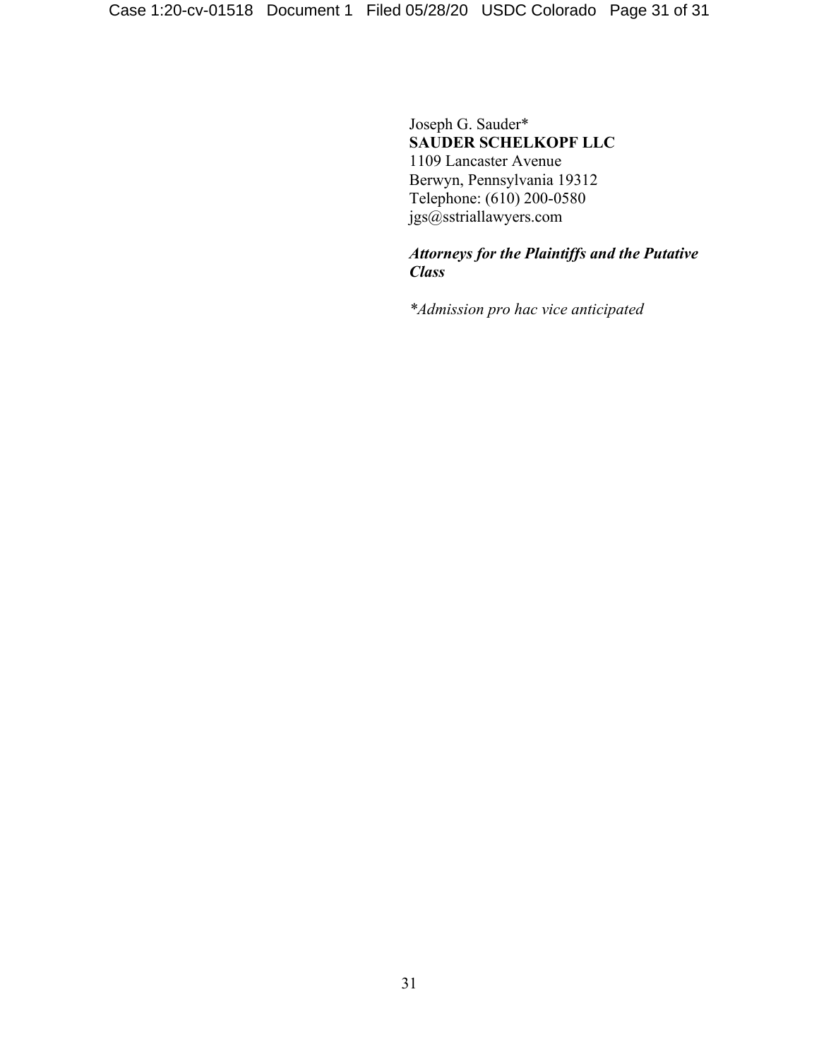Joseph G. Sauder*
**SAUDER SCHELKOPF LLC**
1109 Lancaster Avenue
Berwyn, Pennsylvania 19312
Telephone: (610) 200-0580
jgs@sstriallawyers.com

***Attorneys for the Plaintiffs and the Putative Class***

*\*Admission pro hac vice anticipated*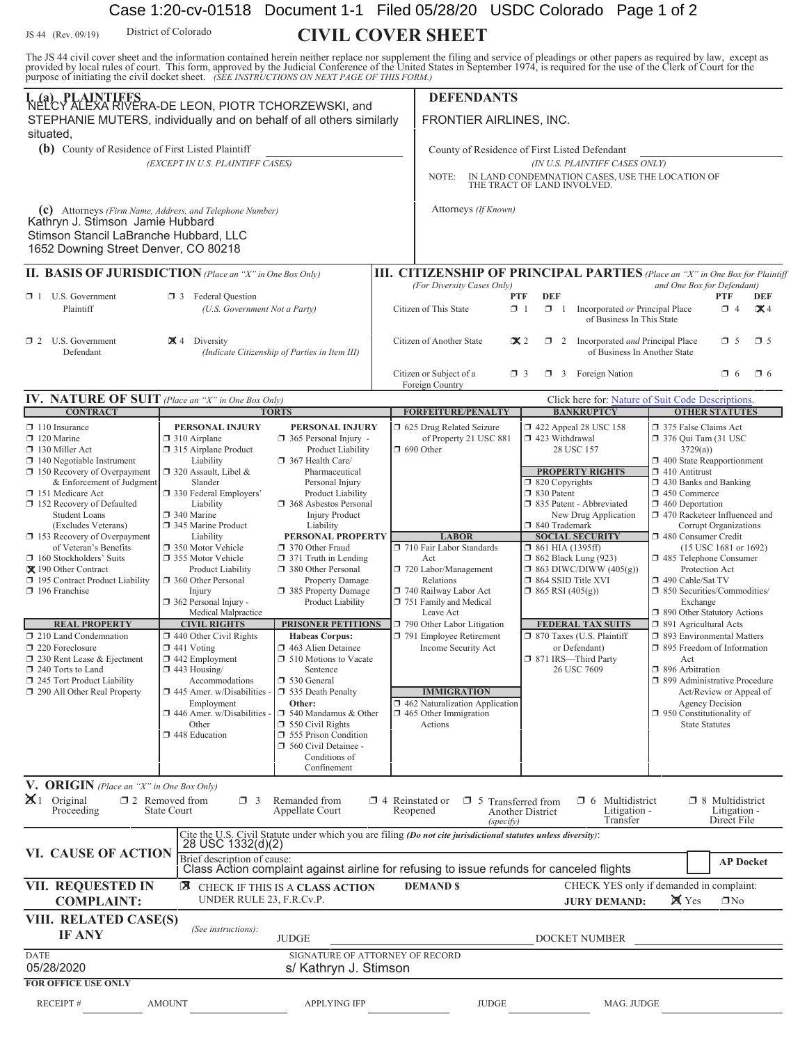JS 44 (Rev. 09/19) District of Colorado

# CIVIL COVER SHEET

The JS 44 civil cover sheet and the information contained herein neither replace nor supplement the filing and service of pleadings or other papers as required by law, except as provided by local rules of court. This form, approved by the Judicial Conference of the United States in September 1974, is required for the use of the Clerk of Court for the purpose of initiating the civil docket sheet. *(SEE INSTRUCTIONS ON NEXT PAGE OF THIS FORM.)*

## I. (a) PLAINTIFFS

NELCY ALEXA RIVERA-DE LEON, PIOTR TCHORZEWSKI, and STEPHANIE MUTERS, individually and on behalf of all others similarly situated,

**(b)** County of Residence of First Listed Plaintiff
*(EXCEPT IN U.S. PLAINTIFF CASES)*

**(c)** Attorneys *(Firm Name, Address, and Telephone Number)*
Kathryn J. Stimson Jamie Hubbard
Stimson Stancil LaBranche Hubbard, LLC
1652 Downing Street Denver, CO 80218

## DEFENDANTS

FRONTIER AIRLINES, INC.

County of Residence of First Listed Defendant
*(IN U.S. PLAINTIFF CASES ONLY)*
NOTE: IN LAND CONDEMNATION CASES, USE THE LOCATION OF THE TRACT OF LAND INVOLVED.

Attorneys *(If Known)*

## II. BASIS OF JURISDICTION *(Place an "X" in One Box Only)*

- ☐ 1 U.S. Government Plaintiff
- ☐ 3 Federal Question *(U.S. Government Not a Party)*
- ☐ 2 U.S. Government Defendant
- ☒ 4 Diversity *(Indicate Citizenship of Parties in Item III)*

## III. CITIZENSHIP OF PRINCIPAL PARTIES *(Place an "X" in One Box for Plaintiff and One Box for Defendant)*

*(For Diversity Cases Only)*

| | PTF | DEF | | PTF | DEF |
|---|---|---|---|---|---|
| Citizen of This State | ☐ 1 | ☐ 1 | Incorporated *or* Principal Place of Business In This State | ☐ 4 | ☒ 4 |
| Citizen of Another State | ☒ 2 | ☐ 2 | Incorporated *and* Principal Place of Business In Another State | ☐ 5 | ☐ 5 |
| Citizen or Subject of a Foreign Country | ☐ 3 | ☐ 3 | Foreign Nation | ☐ 6 | ☐ 6 |

## IV. NATURE OF SUIT *(Place an "X" in One Box Only)*

Click here for: Nature of Suit Code Descriptions.

**CONTRACT**
- ☐ 110 Insurance
- ☐ 120 Marine
- ☐ 130 Miller Act
- ☐ 140 Negotiable Instrument
- ☐ 150 Recovery of Overpayment & Enforcement of Judgment
- ☐ 151 Medicare Act
- ☐ 152 Recovery of Defaulted Student Loans (Excludes Veterans)
- ☐ 153 Recovery of Overpayment of Veteran's Benefits
- ☐ 160 Stockholders' Suits
- ☒ 190 Other Contract
- ☐ 195 Contract Product Liability
- ☐ 196 Franchise

**REAL PROPERTY**
- ☐ 210 Land Condemnation
- ☐ 220 Foreclosure
- ☐ 230 Rent Lease & Ejectment
- ☐ 240 Torts to Land
- ☐ 245 Tort Product Liability
- ☐ 290 All Other Real Property

**TORTS**

PERSONAL INJURY
- ☐ 310 Airplane
- ☐ 315 Airplane Product Liability
- ☐ 320 Assault, Libel & Slander
- ☐ 330 Federal Employers' Liability
- ☐ 340 Marine
- ☐ 345 Marine Product Liability
- ☐ 350 Motor Vehicle
- ☐ 355 Motor Vehicle Product Liability
- ☐ 360 Other Personal Injury
- ☐ 362 Personal Injury - Medical Malpractice

PERSONAL INJURY
- ☐ 365 Personal Injury - Product Liability
- ☐ 367 Health Care/ Pharmaceutical Personal Injury Product Liability
- ☐ 368 Asbestos Personal Injury Product Liability

PERSONAL PROPERTY
- ☐ 370 Other Fraud
- ☐ 371 Truth in Lending
- ☐ 380 Other Personal Property Damage
- ☐ 385 Property Damage Product Liability

**CIVIL RIGHTS**
- ☐ 440 Other Civil Rights
- ☐ 441 Voting
- ☐ 442 Employment
- ☐ 443 Housing/ Accommodations
- ☐ 445 Amer. w/Disabilities - Employment
- ☐ 446 Amer. w/Disabilities - Other
- ☐ 448 Education

**PRISONER PETITIONS**

Habeas Corpus:
- ☐ 463 Alien Detainee
- ☐ 510 Motions to Vacate Sentence
- ☐ 530 General
- ☐ 535 Death Penalty

Other:
- ☐ 540 Mandamus & Other
- ☐ 550 Civil Rights
- ☐ 555 Prison Condition
- ☐ 560 Civil Detainee - Conditions of Confinement

**FORFEITURE/PENALTY**
- ☐ 625 Drug Related Seizure of Property 21 USC 881
- ☐ 690 Other

**LABOR**
- ☐ 710 Fair Labor Standards Act
- ☐ 720 Labor/Management Relations
- ☐ 740 Railway Labor Act
- ☐ 751 Family and Medical Leave Act
- ☐ 790 Other Labor Litigation
- ☐ 791 Employee Retirement Income Security Act

**IMMIGRATION**
- ☐ 462 Naturalization Application
- ☐ 465 Other Immigration Actions

**BANKRUPTCY**
- ☐ 422 Appeal 28 USC 158
- ☐ 423 Withdrawal 28 USC 157

**PROPERTY RIGHTS**
- ☐ 820 Copyrights
- ☐ 830 Patent
- ☐ 835 Patent - Abbreviated New Drug Application
- ☐ 840 Trademark

**SOCIAL SECURITY**
- ☐ 861 HIA (1395ff)
- ☐ 862 Black Lung (923)
- ☐ 863 DIWC/DIWW (405(g))
- ☐ 864 SSID Title XVI
- ☐ 865 RSI (405(g))

**FEDERAL TAX SUITS**
- ☐ 870 Taxes (U.S. Plaintiff or Defendant)
- ☐ 871 IRS—Third Party 26 USC 7609

**OTHER STATUTES**
- ☐ 375 False Claims Act
- ☐ 376 Qui Tam (31 USC 3729(a))
- ☐ 400 State Reapportionment
- ☐ 410 Antitrust
- ☐ 430 Banks and Banking
- ☐ 450 Commerce
- ☐ 460 Deportation
- ☐ 470 Racketeer Influenced and Corrupt Organizations
- ☐ 480 Consumer Credit (15 USC 1681 or 1692)
- ☐ 485 Telephone Consumer Protection Act
- ☐ 490 Cable/Sat TV
- ☐ 850 Securities/Commodities/ Exchange
- ☐ 890 Other Statutory Actions
- ☐ 891 Agricultural Acts
- ☐ 893 Environmental Matters
- ☐ 895 Freedom of Information Act
- ☐ 896 Arbitration
- ☐ 899 Administrative Procedure Act/Review or Appeal of Agency Decision
- ☐ 950 Constitutionality of State Statutes

## V. ORIGIN *(Place an "X" in One Box Only)*

- ☒ 1 Original Proceeding
- ☐ 2 Removed from State Court
- ☐ 3 Remanded from Appellate Court
- ☐ 4 Reinstated or Reopened
- ☐ 5 Transferred from Another District *(specify)*
- ☐ 6 Multidistrict Litigation - Transfer
- ☐ 8 Multidistrict Litigation - Direct File

## VI. CAUSE OF ACTION

Cite the U.S. Civil Statute under which you are filing *(Do not cite jurisdictional statutes unless diversity)*:
28 USC 1332(d)(2)

Brief description of cause:
Class Action complaint against airline for refusing to issue refunds for canceled flights

☐ AP Docket

## VII. REQUESTED IN COMPLAINT:

☒ CHECK IF THIS IS A **CLASS ACTION** UNDER RULE 23, F.R.Cv.P.

**DEMAND $**

CHECK YES only if demanded in complaint:
**JURY DEMAND:** ☒ Yes ☐ No

## VIII. RELATED CASE(S) IF ANY

*(See instructions):*
JUDGE DOCKET NUMBER

DATE
05/28/2020

SIGNATURE OF ATTORNEY OF RECORD
s/ Kathryn J. Stimson

**FOR OFFICE USE ONLY**

RECEIPT # AMOUNT APPLYING IFP JUDGE MAG. JUDGE